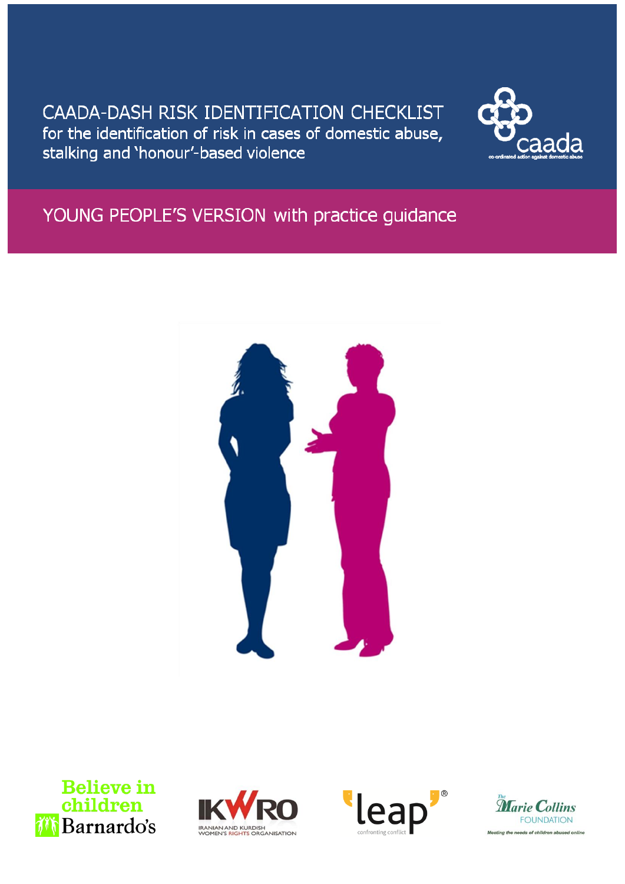# CAADA-DASH RISK IDENTIFICATION CHECKLIST

## for the identification of risk in cases of domestic abuse, stalking and 'honour'-based violence

caada

co-ordinated action against domestic abuse

## YOUNG PEOPLE'S VERSION with practice guidance

Believe in children Barnardo's

IKWRO IRANIAN AND KURDISH WOMEN'S RIGHTS ORGANISATION

leap confronting conflict

The Marie Collins FOUNDATION Meeting the needs of children abused online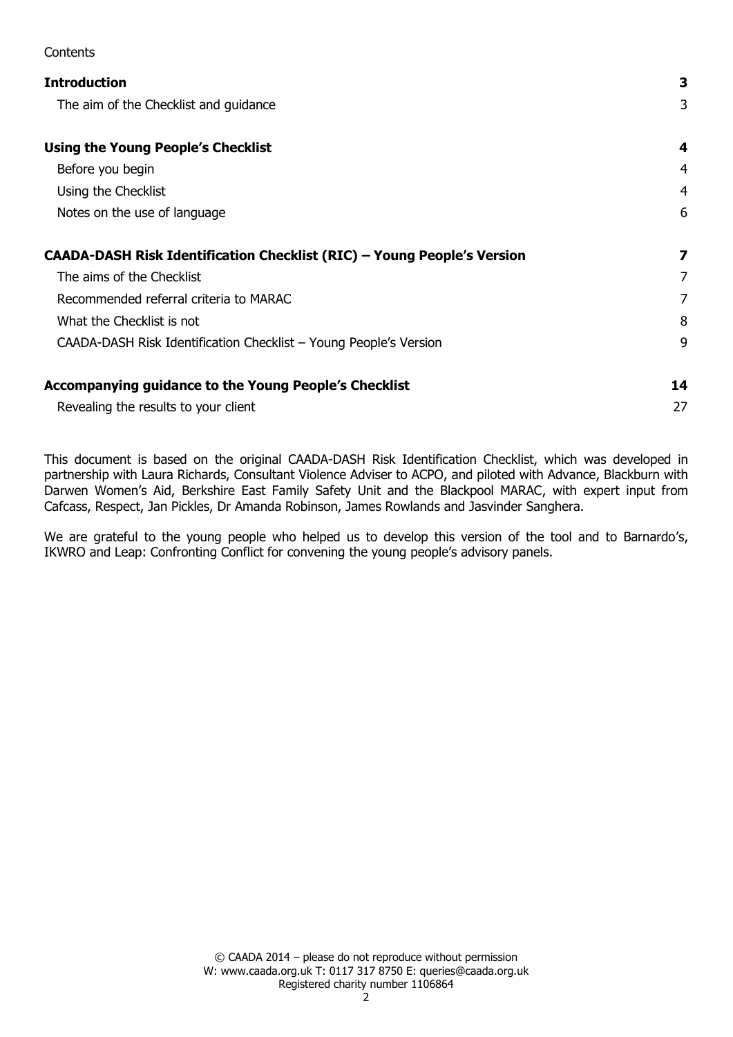Contents

| | |
|---|---|
| **Introduction** | **3** |
| The aim of the Checklist and guidance | 3 |
| **Using the Young People's Checklist** | **4** |
| Before you begin | 4 |
| Using the Checklist | 4 |
| Notes on the use of language | 6 |
| **CAADA-DASH Risk Identification Checklist (RIC) – Young People's Version** | **7** |
| The aims of the Checklist | 7 |
| Recommended referral criteria to MARAC | 7 |
| What the Checklist is not | 8 |
| CAADA-DASH Risk Identification Checklist – Young People's Version | 9 |
| **Accompanying guidance to the Young People's Checklist** | **14** |
| Revealing the results to your client | 27 |

This document is based on the original CAADA-DASH Risk Identification Checklist, which was developed in partnership with Laura Richards, Consultant Violence Adviser to ACPO, and piloted with Advance, Blackburn with Darwen Women's Aid, Berkshire East Family Safety Unit and the Blackpool MARAC, with expert input from Cafcass, Respect, Jan Pickles, Dr Amanda Robinson, James Rowlands and Jasvinder Sanghera.

We are grateful to the young people who helped us to develop this version of the tool and to Barnardo's, IKWRO and Leap: Confronting Conflict for convening the young people's advisory panels.

© CAADA 2014 – please do not reproduce without permission
W: www.caada.org.uk T: 0117 317 8750 E: queries@caada.org.uk
Registered charity number 1106864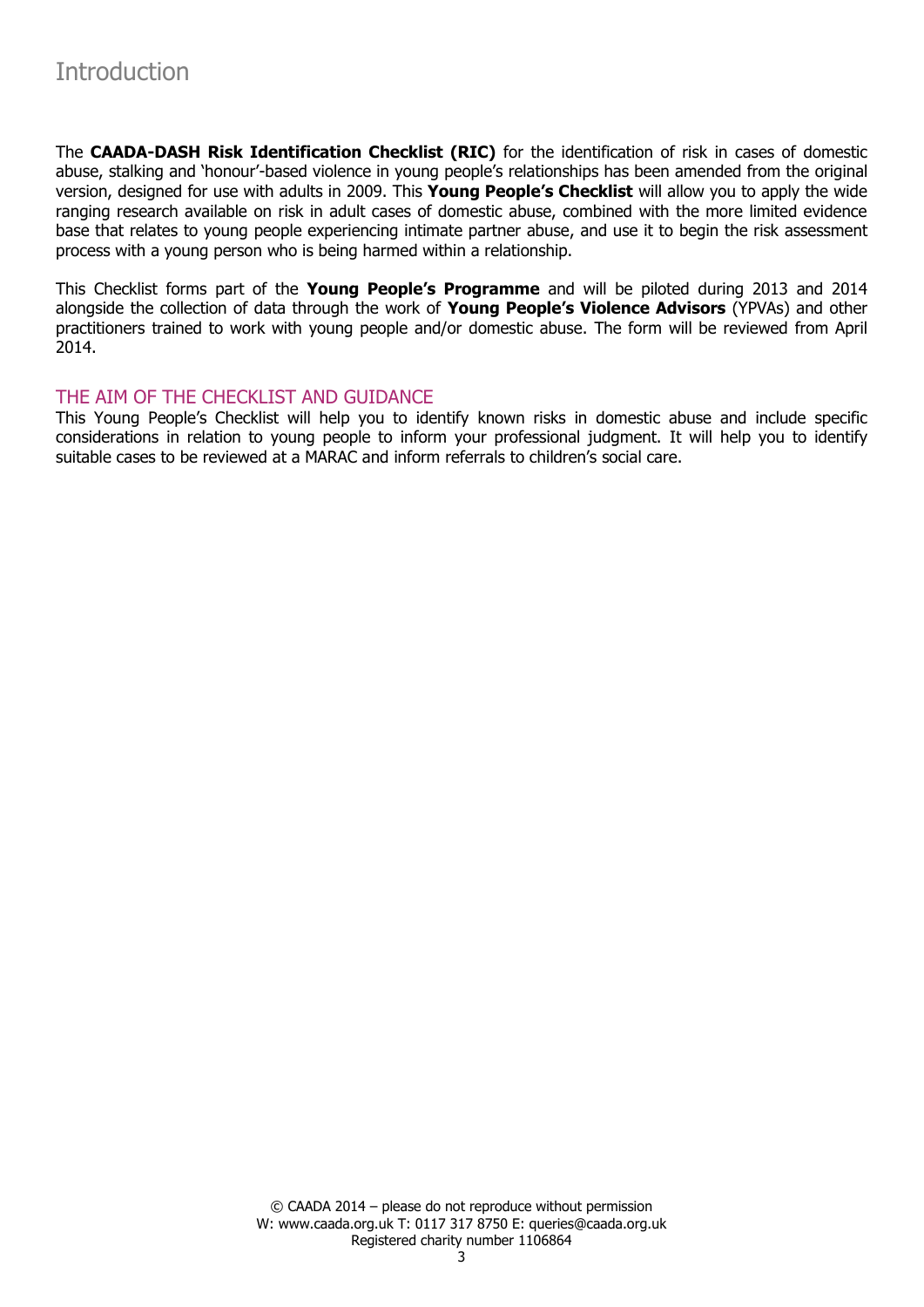# Introduction

The **CAADA-DASH Risk Identification Checklist (RIC)** for the identification of risk in cases of domestic abuse, stalking and 'honour'-based violence in young people's relationships has been amended from the original version, designed for use with adults in 2009. This **Young People's Checklist** will allow you to apply the wide ranging research available on risk in adult cases of domestic abuse, combined with the more limited evidence base that relates to young people experiencing intimate partner abuse, and use it to begin the risk assessment process with a young person who is being harmed within a relationship.

This Checklist forms part of the **Young People's Programme** and will be piloted during 2013 and 2014 alongside the collection of data through the work of **Young People's Violence Advisors** (YPVAs) and other practitioners trained to work with young people and/or domestic abuse. The form will be reviewed from April 2014.

## THE AIM OF THE CHECKLIST AND GUIDANCE

This Young People's Checklist will help you to identify known risks in domestic abuse and include specific considerations in relation to young people to inform your professional judgment. It will help you to identify suitable cases to be reviewed at a MARAC and inform referrals to children's social care.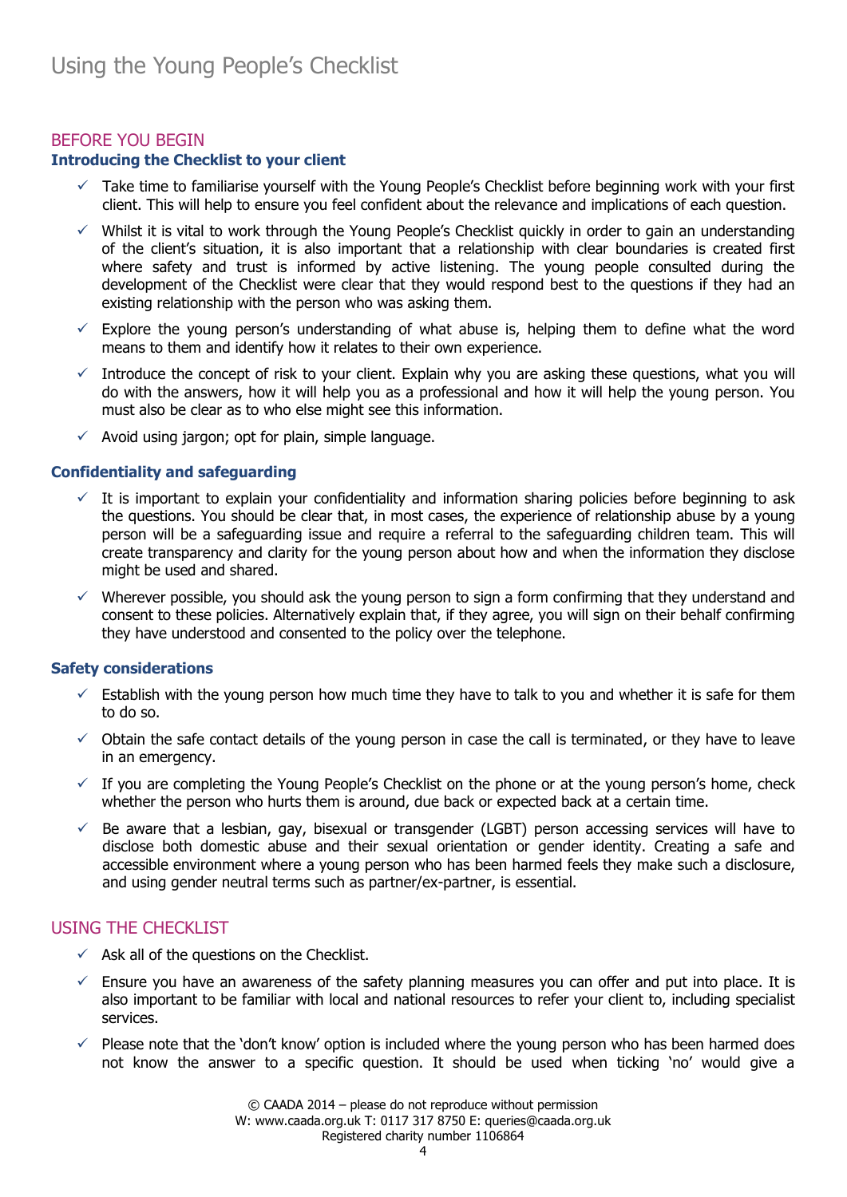# Using the Young People's Checklist

## BEFORE YOU BEGIN

### Introducing the Checklist to your client

- ✓ Take time to familiarise yourself with the Young People's Checklist before beginning work with your first client. This will help to ensure you feel confident about the relevance and implications of each question.
- ✓ Whilst it is vital to work through the Young People's Checklist quickly in order to gain an understanding of the client's situation, it is also important that a relationship with clear boundaries is created first where safety and trust is informed by active listening. The young people consulted during the development of the Checklist were clear that they would respond best to the questions if they had an existing relationship with the person who was asking them.
- ✓ Explore the young person's understanding of what abuse is, helping them to define what the word means to them and identify how it relates to their own experience.
- ✓ Introduce the concept of risk to your client. Explain why you are asking these questions, what you will do with the answers, how it will help you as a professional and how it will help the young person. You must also be clear as to who else might see this information.
- ✓ Avoid using jargon; opt for plain, simple language.

### Confidentiality and safeguarding

- ✓ It is important to explain your confidentiality and information sharing policies before beginning to ask the questions. You should be clear that, in most cases, the experience of relationship abuse by a young person will be a safeguarding issue and require a referral to the safeguarding children team. This will create transparency and clarity for the young person about how and when the information they disclose might be used and shared.
- ✓ Wherever possible, you should ask the young person to sign a form confirming that they understand and consent to these policies. Alternatively explain that, if they agree, you will sign on their behalf confirming they have understood and consented to the policy over the telephone.

### Safety considerations

- ✓ Establish with the young person how much time they have to talk to you and whether it is safe for them to do so.
- ✓ Obtain the safe contact details of the young person in case the call is terminated, or they have to leave in an emergency.
- ✓ If you are completing the Young People's Checklist on the phone or at the young person's home, check whether the person who hurts them is around, due back or expected back at a certain time.
- ✓ Be aware that a lesbian, gay, bisexual or transgender (LGBT) person accessing services will have to disclose both domestic abuse and their sexual orientation or gender identity. Creating a safe and accessible environment where a young person who has been harmed feels they make such a disclosure, and using gender neutral terms such as partner/ex-partner, is essential.

## USING THE CHECKLIST

- ✓ Ask all of the questions on the Checklist.
- ✓ Ensure you have an awareness of the safety planning measures you can offer and put into place. It is also important to be familiar with local and national resources to refer your client to, including specialist services.
- ✓ Please note that the 'don't know' option is included where the young person who has been harmed does not know the answer to a specific question. It should be used when ticking 'no' would give a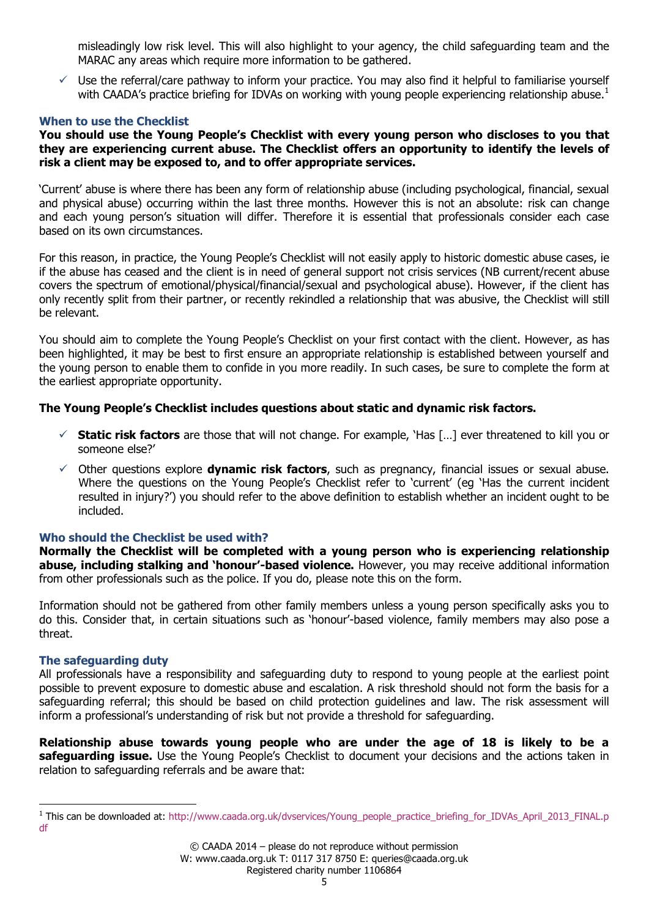misleadingly low risk level. This will also highlight to your agency, the child safeguarding team and the MARAC any areas which require more information to be gathered.

- ✓ Use the referral/care pathway to inform your practice. You may also find it helpful to familiarise yourself with CAADA's practice briefing for IDVAs on working with young people experiencing relationship abuse.[1]

### When to use the Checklist

**You should use the Young People's Checklist with every young person who discloses to you that they are experiencing current abuse. The Checklist offers an opportunity to identify the levels of risk a client may be exposed to, and to offer appropriate services.**

'Current' abuse is where there has been any form of relationship abuse (including psychological, financial, sexual and physical abuse) occurring within the last three months. However this is not an absolute: risk can change and each young person's situation will differ. Therefore it is essential that professionals consider each case based on its own circumstances.

For this reason, in practice, the Young People's Checklist will not easily apply to historic domestic abuse cases, ie if the abuse has ceased and the client is in need of general support not crisis services (NB current/recent abuse covers the spectrum of emotional/physical/financial/sexual and psychological abuse). However, if the client has only recently split from their partner, or recently rekindled a relationship that was abusive, the Checklist will still be relevant.

You should aim to complete the Young People's Checklist on your first contact with the client. However, as has been highlighted, it may be best to first ensure an appropriate relationship is established between yourself and the young person to enable them to confide in you more readily. In such cases, be sure to complete the form at the earliest appropriate opportunity.

**The Young People's Checklist includes questions about static and dynamic risk factors.**

- ✓ **Static risk factors** are those that will not change. For example, 'Has […] ever threatened to kill you or someone else?'
- ✓ Other questions explore **dynamic risk factors**, such as pregnancy, financial issues or sexual abuse. Where the questions on the Young People's Checklist refer to 'current' (eg 'Has the current incident resulted in injury?') you should refer to the above definition to establish whether an incident ought to be included.

### Who should the Checklist be used with?

**Normally the Checklist will be completed with a young person who is experiencing relationship abuse, including stalking and 'honour'-based violence.** However, you may receive additional information from other professionals such as the police. If you do, please note this on the form.

Information should not be gathered from other family members unless a young person specifically asks you to do this. Consider that, in certain situations such as 'honour'-based violence, family members may also pose a threat.

### The safeguarding duty

All professionals have a responsibility and safeguarding duty to respond to young people at the earliest point possible to prevent exposure to domestic abuse and escalation. A risk threshold should not form the basis for a safeguarding referral; this should be based on child protection guidelines and law. The risk assessment will inform a professional's understanding of risk but not provide a threshold for safeguarding.

**Relationship abuse towards young people who are under the age of 18 is likely to be a safeguarding issue.** Use the Young People's Checklist to document your decisions and the actions taken in relation to safeguarding referrals and be aware that:

---

[1] This can be downloaded at: http://www.caada.org.uk/dvservices/Young_people_practice_briefing_for_IDVAs_April_2013_FINAL.pdf

© CAADA 2014 – please do not reproduce without permission
W: www.caada.org.uk T: 0117 317 8750 E: queries@caada.org.uk
Registered charity number 1106864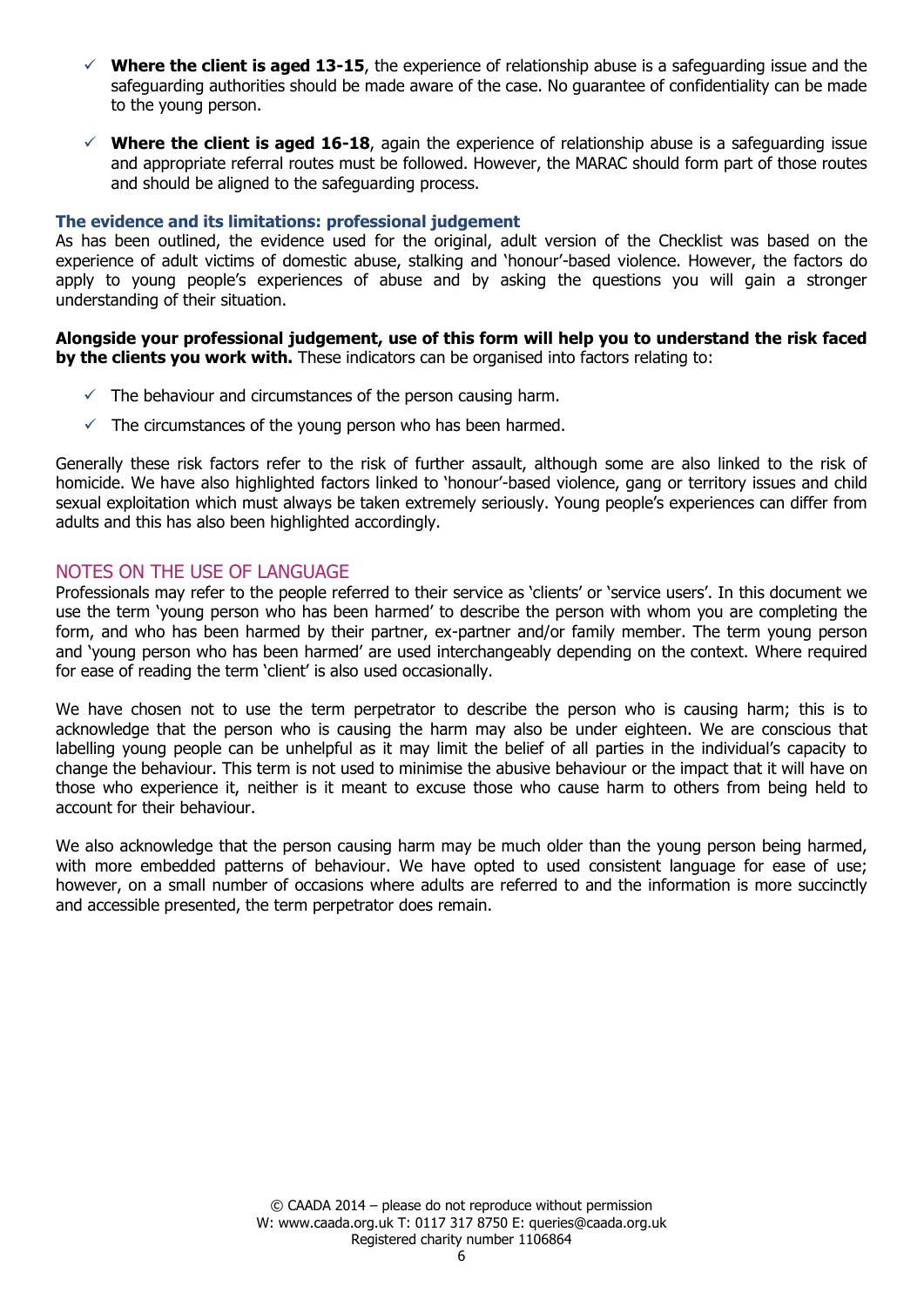- ✓ **Where the client is aged 13-15**, the experience of relationship abuse is a safeguarding issue and the safeguarding authorities should be made aware of the case. No guarantee of confidentiality can be made to the young person.
- ✓ **Where the client is aged 16-18**, again the experience of relationship abuse is a safeguarding issue and appropriate referral routes must be followed. However, the MARAC should form part of those routes and should be aligned to the safeguarding process.

### The evidence and its limitations: professional judgement

As has been outlined, the evidence used for the original, adult version of the Checklist was based on the experience of adult victims of domestic abuse, stalking and 'honour'-based violence. However, the factors do apply to young people's experiences of abuse and by asking the questions you will gain a stronger understanding of their situation.

**Alongside your professional judgement, use of this form will help you to understand the risk faced by the clients you work with.** These indicators can be organised into factors relating to:

- ✓ The behaviour and circumstances of the person causing harm.
- ✓ The circumstances of the young person who has been harmed.

Generally these risk factors refer to the risk of further assault, although some are also linked to the risk of homicide. We have also highlighted factors linked to 'honour'-based violence, gang or territory issues and child sexual exploitation which must always be taken extremely seriously. Young people's experiences can differ from adults and this has also been highlighted accordingly.

## NOTES ON THE USE OF LANGUAGE

Professionals may refer to the people referred to their service as 'clients' or 'service users'. In this document we use the term 'young person who has been harmed' to describe the person with whom you are completing the form, and who has been harmed by their partner, ex-partner and/or family member. The term young person and 'young person who has been harmed' are used interchangeably depending on the context. Where required for ease of reading the term 'client' is also used occasionally.

We have chosen not to use the term perpetrator to describe the person who is causing harm; this is to acknowledge that the person who is causing the harm may also be under eighteen. We are conscious that labelling young people can be unhelpful as it may limit the belief of all parties in the individual's capacity to change the behaviour. This term is not used to minimise the abusive behaviour or the impact that it will have on those who experience it, neither is it meant to excuse those who cause harm to others from being held to account for their behaviour.

We also acknowledge that the person causing harm may be much older than the young person being harmed, with more embedded patterns of behaviour. We have opted to used consistent language for ease of use; however, on a small number of occasions where adults are referred to and the information is more succinctly and accessible presented, the term perpetrator does remain.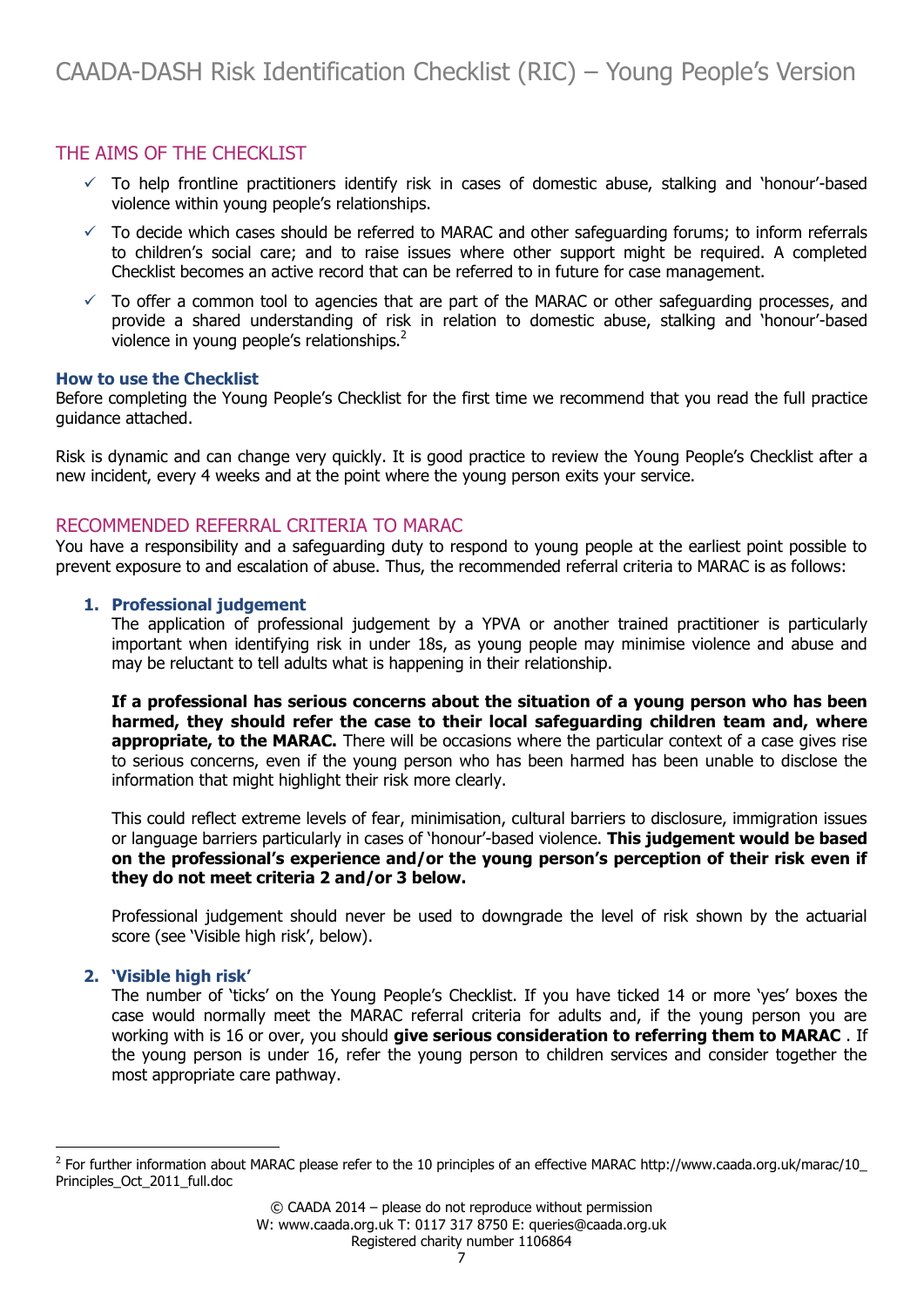# CAADA-DASH Risk Identification Checklist (RIC) – Young People's Version

## THE AIMS OF THE CHECKLIST

- ✓ To help frontline practitioners identify risk in cases of domestic abuse, stalking and 'honour'-based violence within young people's relationships.
- ✓ To decide which cases should be referred to MARAC and other safeguarding forums; to inform referrals to children's social care; and to raise issues where other support might be required. A completed Checklist becomes an active record that can be referred to in future for case management.
- ✓ To offer a common tool to agencies that are part of the MARAC or other safeguarding processes, and provide a shared understanding of risk in relation to domestic abuse, stalking and 'honour'-based violence in young people's relationships.[2]

### How to use the Checklist

Before completing the Young People's Checklist for the first time we recommend that you read the full practice guidance attached.

Risk is dynamic and can change very quickly. It is good practice to review the Young People's Checklist after a new incident, every 4 weeks and at the point where the young person exits your service.

## RECOMMENDED REFERRAL CRITERIA TO MARAC

You have a responsibility and a safeguarding duty to respond to young people at the earliest point possible to prevent exposure to and escalation of abuse. Thus, the recommended referral criteria to MARAC is as follows:

1. **Professional judgement**

   The application of professional judgement by a YPVA or another trained practitioner is particularly important when identifying risk in under 18s, as young people may minimise violence and abuse and may be reluctant to tell adults what is happening in their relationship.

   **If a professional has serious concerns about the situation of a young person who has been harmed, they should refer the case to their local safeguarding children team and, where appropriate, to the MARAC.** There will be occasions where the particular context of a case gives rise to serious concerns, even if the young person who has been harmed has been unable to disclose the information that might highlight their risk more clearly.

   This could reflect extreme levels of fear, minimisation, cultural barriers to disclosure, immigration issues or language barriers particularly in cases of 'honour'-based violence. **This judgement would be based on the professional's experience and/or the young person's perception of their risk even if they do not meet criteria 2 and/or 3 below.**

   Professional judgement should never be used to downgrade the level of risk shown by the actuarial score (see 'Visible high risk', below).

2. **'Visible high risk'**

   The number of 'ticks' on the Young People's Checklist. If you have ticked 14 or more 'yes' boxes the case would normally meet the MARAC referral criteria for adults and, if the young person you are working with is 16 or over, you should **give serious consideration to referring them to MARAC** . If the young person is under 16, refer the young person to children services and consider together the most appropriate care pathway.

---

[2] For further information about MARAC please refer to the 10 principles of an effective MARAC http://www.caada.org.uk/marac/10_Principles_Oct_2011_full.doc

© CAADA 2014 – please do not reproduce without permission
W: www.caada.org.uk T: 0117 317 8750 E: queries@caada.org.uk
Registered charity number 1106864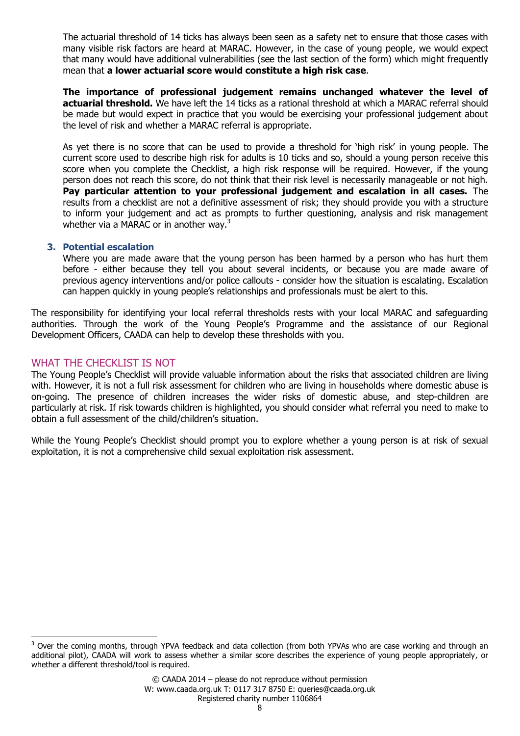The actuarial threshold of 14 ticks has always been seen as a safety net to ensure that those cases with many visible risk factors are heard at MARAC. However, in the case of young people, we would expect that many would have additional vulnerabilities (see the last section of the form) which might frequently mean that **a lower actuarial score would constitute a high risk case**.

**The importance of professional judgement remains unchanged whatever the level of actuarial threshold.** We have left the 14 ticks as a rational threshold at which a MARAC referral should be made but would expect in practice that you would be exercising your professional judgement about the level of risk and whether a MARAC referral is appropriate.

As yet there is no score that can be used to provide a threshold for 'high risk' in young people. The current score used to describe high risk for adults is 10 ticks and so, should a young person receive this score when you complete the Checklist, a high risk response will be required. However, if the young person does not reach this score, do not think that their risk level is necessarily manageable or not high. **Pay particular attention to your professional judgement and escalation in all cases.** The results from a checklist are not a definitive assessment of risk; they should provide you with a structure to inform your judgement and act as prompts to further questioning, analysis and risk management whether via a MARAC or in another way.[3]

3. **Potential escalation**

   Where you are made aware that the young person has been harmed by a person who has hurt them before - either because they tell you about several incidents, or because you are made aware of previous agency interventions and/or police callouts - consider how the situation is escalating. Escalation can happen quickly in young people's relationships and professionals must be alert to this.

The responsibility for identifying your local referral thresholds rests with your local MARAC and safeguarding authorities. Through the work of the Young People's Programme and the assistance of our Regional Development Officers, CAADA can help to develop these thresholds with you.

## WHAT THE CHECKLIST IS NOT

The Young People's Checklist will provide valuable information about the risks that associated children are living with. However, it is not a full risk assessment for children who are living in households where domestic abuse is on-going. The presence of children increases the wider risks of domestic abuse, and step-children are particularly at risk. If risk towards children is highlighted, you should consider what referral you need to make to obtain a full assessment of the child/children's situation.

While the Young People's Checklist should prompt you to explore whether a young person is at risk of sexual exploitation, it is not a comprehensive child sexual exploitation risk assessment.

[3] Over the coming months, through YPVA feedback and data collection (from both YPVAs who are case working and through an additional pilot), CAADA will work to assess whether a similar score describes the experience of young people appropriately, or whether a different threshold/tool is required.

© CAADA 2014 – please do not reproduce without permission
W: www.caada.org.uk T: 0117 317 8750 E: queries@caada.org.uk
Registered charity number 1106864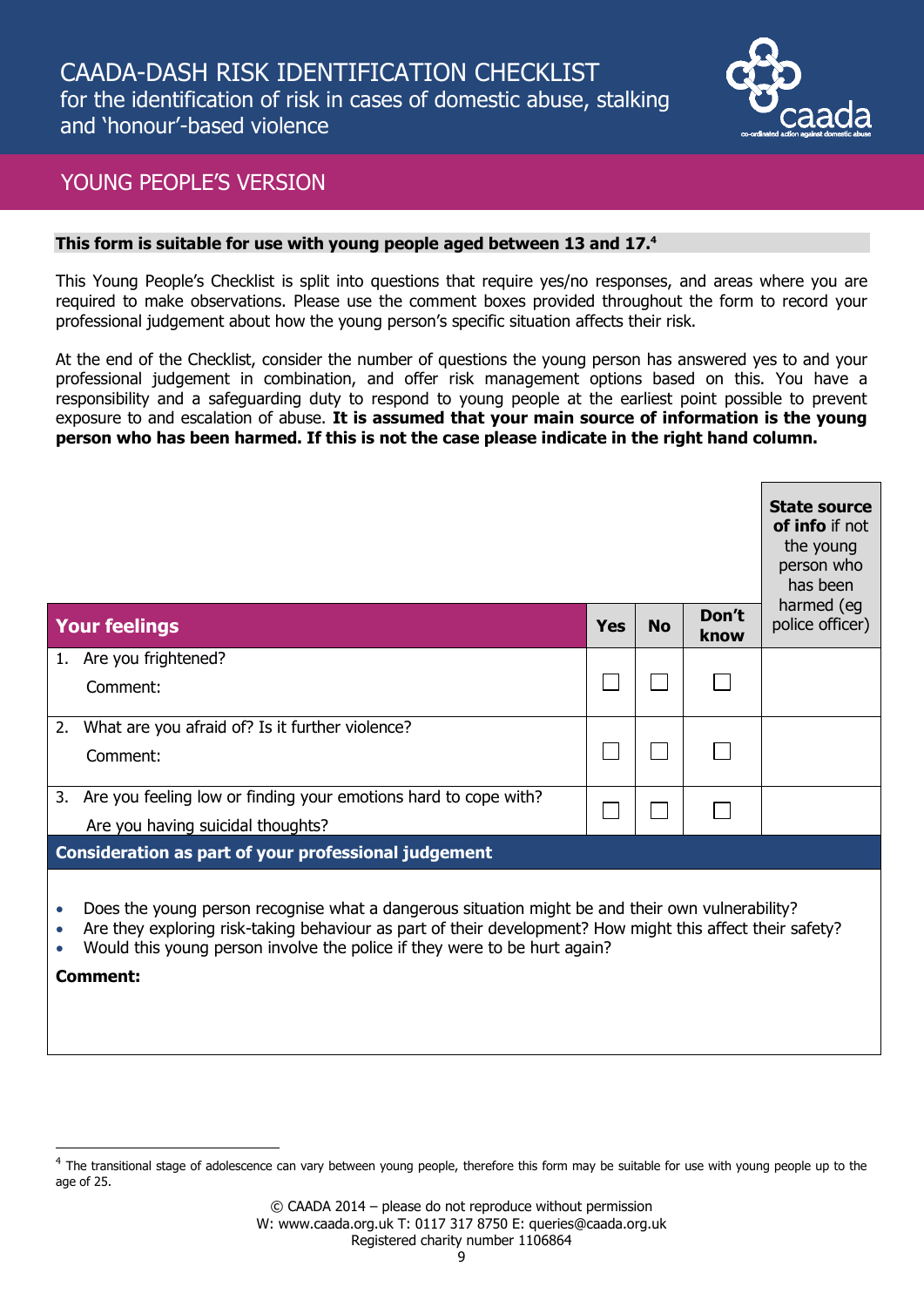# CAADA-DASH RISK IDENTIFICATION CHECKLIST

for the identification of risk in cases of domestic abuse, stalking and 'honour'-based violence

## YOUNG PEOPLE'S VERSION

**This form is suitable for use with young people aged between 13 and 17.**[4]

This Young People's Checklist is split into questions that require yes/no responses, and areas where you are required to make observations. Please use the comment boxes provided throughout the form to record your professional judgement about how the young person's specific situation affects their risk.

At the end of the Checklist, consider the number of questions the young person has answered yes to and your professional judgement in combination, and offer risk management options based on this. You have a responsibility and a safeguarding duty to respond to young people at the earliest point possible to prevent exposure to and escalation of abuse. **It is assumed that your main source of information is the young person who has been harmed. If this is not the case please indicate in the right hand column.**

| Your feelings | Yes | No | Don't know | **State source of info** if not the young person who has been harmed (eg police officer) |
|---|---|---|---|---|
| 1. Are you frightened?<br>Comment: | ☐ | ☐ | ☐ | |
| 2. What are you afraid of? Is it further violence?<br>Comment: | ☐ | ☐ | ☐ | |
| 3. Are you feeling low or finding your emotions hard to cope with?<br>Are you having suicidal thoughts? | ☐ | ☐ | ☐ | |

**Consideration as part of your professional judgement**

- Does the young person recognise what a dangerous situation might be and their own vulnerability?
- Are they exploring risk-taking behaviour as part of their development? How might this affect their safety?
- Would this young person involve the police if they were to be hurt again?

**Comment:**

[4] The transitional stage of adolescence can vary between young people, therefore this form may be suitable for use with young people up to the age of 25.

© CAADA 2014 – please do not reproduce without permission
W: www.caada.org.uk T: 0117 317 8750 E: queries@caada.org.uk
Registered charity number 1106864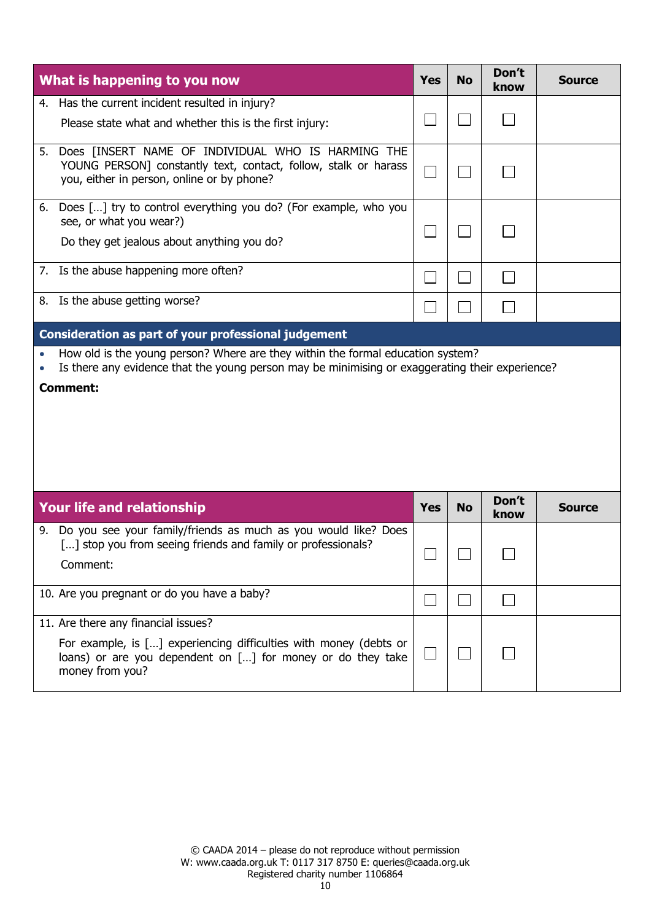| What is happening to you now | Yes | No | Don't know | Source |
|---|---|---|---|---|
| 4. Has the current incident resulted in injury?<br><br>Please state what and whether this is the first injury: | ☐ | ☐ | ☐ | |
| 5. Does [INSERT NAME OF INDIVIDUAL WHO IS HARMING THE YOUNG PERSON] constantly text, contact, follow, stalk or harass you, either in person, online or by phone? | ☐ | ☐ | ☐ | |
| 6. Does […] try to control everything you do? (For example, who you see, or what you wear?)<br><br>Do they get jealous about anything you do? | ☐ | ☐ | ☐ | |
| 7. Is the abuse happening more often? | ☐ | ☐ | ☐ | |
| 8. Is the abuse getting worse? | ☐ | ☐ | ☐ | |

**Consideration as part of your professional judgement**

- How old is the young person? Where are they within the formal education system?
- Is there any evidence that the young person may be minimising or exaggerating their experience?

**Comment:**

| Your life and relationship | Yes | No | Don't know | Source |
|---|---|---|---|---|
| 9. Do you see your family/friends as much as you would like? Does […] stop you from seeing friends and family or professionals?<br><br>Comment: | ☐ | ☐ | ☐ | |
| 10. Are you pregnant or do you have a baby? | ☐ | ☐ | ☐ | |
| 11. Are there any financial issues?<br><br>For example, is […] experiencing difficulties with money (debts or loans) or are you dependent on […] for money or do they take money from you? | ☐ | ☐ | ☐ | |

© CAADA 2014 – please do not reproduce without permission
W: www.caada.org.uk T: 0117 317 8750 E: queries@caada.org.uk
Registered charity number 1106864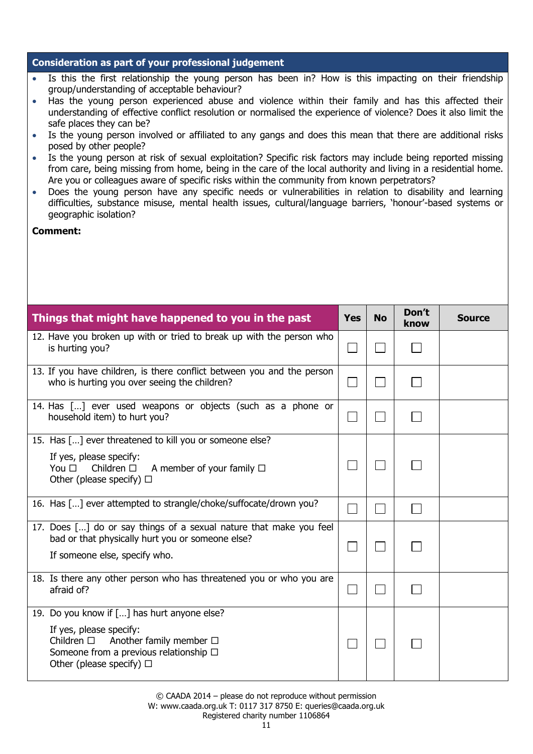## Consideration as part of your professional judgement

- Is this the first relationship the young person has been in? How is this impacting on their friendship group/understanding of acceptable behaviour?
- Has the young person experienced abuse and violence within their family and has this affected their understanding of effective conflict resolution or normalised the experience of violence? Does it also limit the safe places they can be?
- Is the young person involved or affiliated to any gangs and does this mean that there are additional risks posed by other people?
- Is the young person at risk of sexual exploitation? Specific risk factors may include being reported missing from care, being missing from home, being in the care of the local authority and living in a residential home. Are you or colleagues aware of specific risks within the community from known perpetrators?
- Does the young person have any specific needs or vulnerabilities in relation to disability and learning difficulties, substance misuse, mental health issues, cultural/language barriers, 'honour'-based systems or geographic isolation?

**Comment:**

| Things that might have happened to you in the past | Yes | No | Don't know | Source |
|---|---|---|---|---|
| 12. Have you broken up with or tried to break up with the person who is hurting you? | ☐ | ☐ | ☐ | |
| 13. If you have children, is there conflict between you and the person who is hurting you over seeing the children? | ☐ | ☐ | ☐ | |
| 14. Has […] ever used weapons or objects (such as a phone or household item) to hurt you? | ☐ | ☐ | ☐ | |
| 15. Has […] ever threatened to kill you or someone else? If yes, please specify: You ☐ Children ☐ A member of your family ☐ Other (please specify) ☐ | ☐ | ☐ | ☐ | |
| 16. Has […] ever attempted to strangle/choke/suffocate/drown you? | ☐ | ☐ | ☐ | |
| 17. Does […] do or say things of a sexual nature that make you feel bad or that physically hurt you or someone else? If someone else, specify who. | ☐ | ☐ | ☐ | |
| 18. Is there any other person who has threatened you or who you are afraid of? | ☐ | ☐ | ☐ | |
| 19. Do you know if […] has hurt anyone else? If yes, please specify: Children ☐ Another family member ☐ Someone from a previous relationship ☐ Other (please specify) ☐ | ☐ | ☐ | ☐ | |

© CAADA 2014 – please do not reproduce without permission
W: www.caada.org.uk T: 0117 317 8750 E: queries@caada.org.uk
Registered charity number 1106864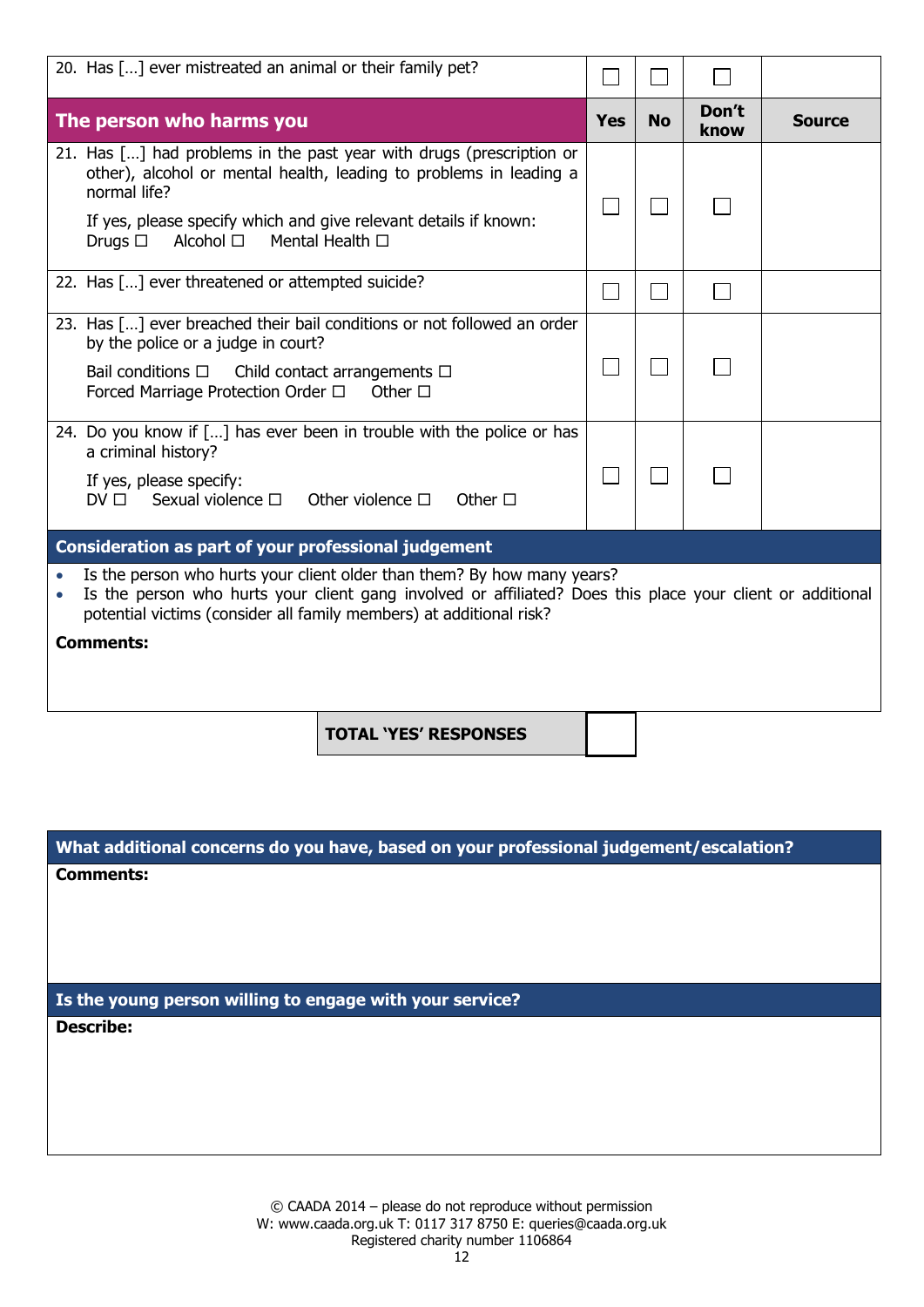| 20. Has […] ever mistreated an animal or their family pet? | ☐ | ☐ | ☐ | |
|---|---|---|---|---|
| **The person who harms you** | **Yes** | **No** | **Don't know** | **Source** |
| 21. Has […] had problems in the past year with drugs (prescription or other), alcohol or mental health, leading to problems in leading a normal life?<br><br>If yes, please specify which and give relevant details if known:<br>Drugs ☐ Alcohol ☐ Mental Health ☐ | ☐ | ☐ | ☐ | |
| 22. Has […] ever threatened or attempted suicide? | ☐ | ☐ | ☐ | |
| 23. Has […] ever breached their bail conditions or not followed an order by the police or a judge in court?<br><br>Bail conditions ☐ Child contact arrangements ☐<br>Forced Marriage Protection Order ☐ Other ☐ | ☐ | ☐ | ☐ | |
| 24. Do you know if […] has ever been in trouble with the police or has a criminal history?<br><br>If yes, please specify:<br>DV ☐ Sexual violence ☐ Other violence ☐ Other ☐ | ☐ | ☐ | ☐ | |

**Consideration as part of your professional judgement**

- Is the person who hurts your client older than them? By how many years?
- Is the person who hurts your client gang involved or affiliated? Does this place your client or additional potential victims (consider all family members) at additional risk?

**Comments:**

| **TOTAL 'YES' RESPONSES** | |
|---|---|

**What additional concerns do you have, based on your professional judgement/escalation?**

**Comments:**

**Is the young person willing to engage with your service?**

**Describe:**

© CAADA 2014 – please do not reproduce without permission
W: www.caada.org.uk T: 0117 317 8750 E: queries@caada.org.uk
Registered charity number 1106864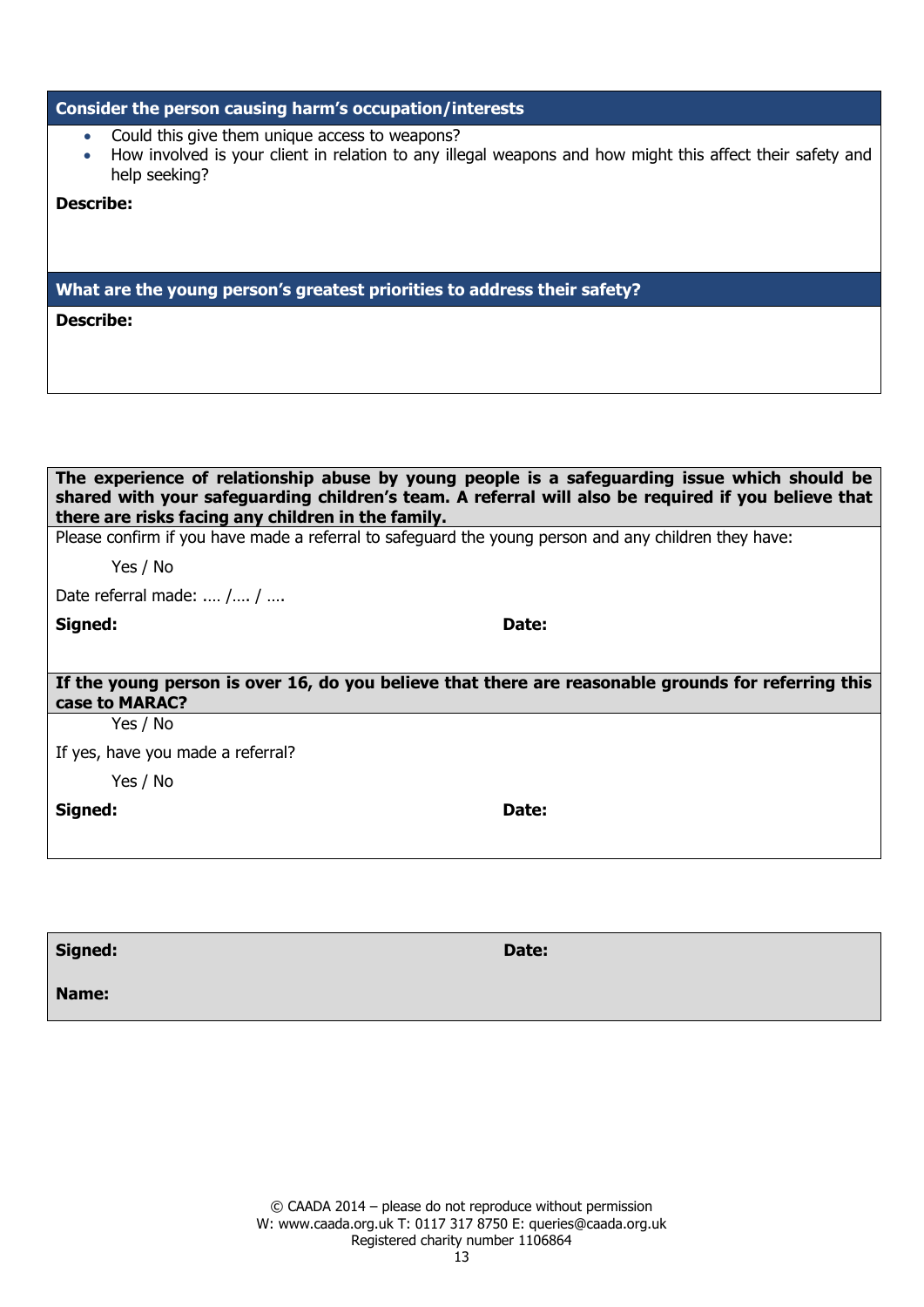## Consider the person causing harm's occupation/interests

- Could this give them unique access to weapons?
- How involved is your client in relation to any illegal weapons and how might this affect their safety and help seeking?

**Describe:**

## What are the young person's greatest priorities to address their safety?

**Describe:**

**The experience of relationship abuse by young people is a safeguarding issue which should be shared with your safeguarding children's team. A referral will also be required if you believe that there are risks facing any children in the family.**

Please confirm if you have made a referral to safeguard the young person and any children they have:

Yes / No

Date referral made: …. /…. / ….

**Signed:** **Date:**

**If the young person is over 16, do you believe that there are reasonable grounds for referring this case to MARAC?**

Yes / No

If yes, have you made a referral?

Yes / No

**Signed:** **Date:**

**Signed:** **Date:**

**Name:**

© CAADA 2014 – please do not reproduce without permission
W: www.caada.org.uk T: 0117 317 8750 E: queries@caada.org.uk
Registered charity number 1106864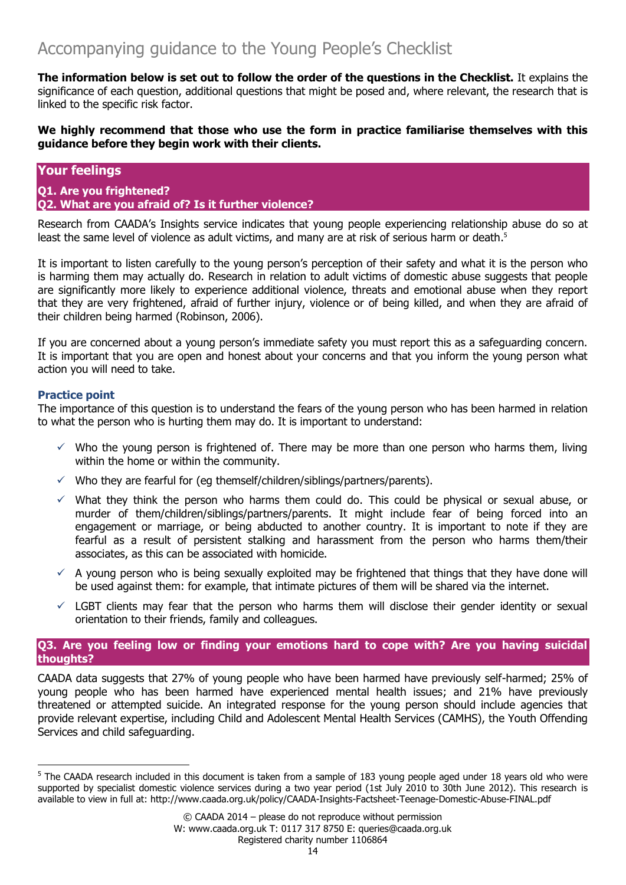# Accompanying guidance to the Young People's Checklist

**The information below is set out to follow the order of the questions in the Checklist.** It explains the significance of each question, additional questions that might be posed and, where relevant, the research that is linked to the specific risk factor.

**We highly recommend that those who use the form in practice familiarise themselves with this guidance before they begin work with their clients.**

## Your feelings

### Q1. Are you frightened?
### Q2. What are you afraid of? Is it further violence?

Research from CAADA's Insights service indicates that young people experiencing relationship abuse do so at least the same level of violence as adult victims, and many are at risk of serious harm or death.[5]

It is important to listen carefully to the young person's perception of their safety and what it is the person who is harming them may actually do. Research in relation to adult victims of domestic abuse suggests that people are significantly more likely to experience additional violence, threats and emotional abuse when they report that they are very frightened, afraid of further injury, violence or of being killed, and when they are afraid of their children being harmed (Robinson, 2006).

If you are concerned about a young person's immediate safety you must report this as a safeguarding concern. It is important that you are open and honest about your concerns and that you inform the young person what action you will need to take.

#### Practice point

The importance of this question is to understand the fears of the young person who has been harmed in relation to what the person who is hurting them may do. It is important to understand:

- ✓ Who the young person is frightened of. There may be more than one person who harms them, living within the home or within the community.
- ✓ Who they are fearful for (eg themself/children/siblings/partners/parents).
- ✓ What they think the person who harms them could do. This could be physical or sexual abuse, or murder of them/children/siblings/partners/parents. It might include fear of being forced into an engagement or marriage, or being abducted to another country. It is important to note if they are fearful as a result of persistent stalking and harassment from the person who harms them/their associates, as this can be associated with homicide.
- ✓ A young person who is being sexually exploited may be frightened that things that they have done will be used against them: for example, that intimate pictures of them will be shared via the internet.
- ✓ LGBT clients may fear that the person who harms them will disclose their gender identity or sexual orientation to their friends, family and colleagues.

### Q3. Are you feeling low or finding your emotions hard to cope with? Are you having suicidal thoughts?

CAADA data suggests that 27% of young people who have been harmed have previously self-harmed; 25% of young people who has been harmed have experienced mental health issues; and 21% have previously threatened or attempted suicide. An integrated response for the young person should include agencies that provide relevant expertise, including Child and Adolescent Mental Health Services (CAMHS), the Youth Offending Services and child safeguarding.

---

[5] The CAADA research included in this document is taken from a sample of 183 young people aged under 18 years old who were supported by specialist domestic violence services during a two year period (1st July 2010 to 30th June 2012). This research is available to view in full at: http://www.caada.org.uk/policy/CAADA-Insights-Factsheet-Teenage-Domestic-Abuse-FINAL.pdf

© CAADA 2014 – please do not reproduce without permission
W: www.caada.org.uk T: 0117 317 8750 E: queries@caada.org.uk
Registered charity number 1106864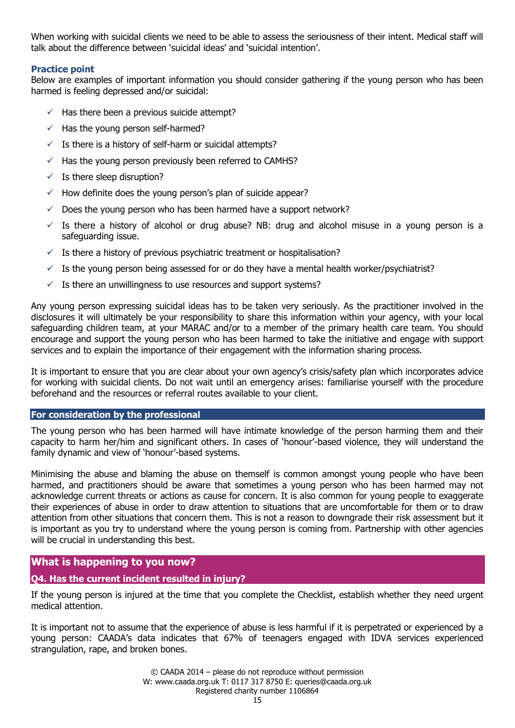When working with suicidal clients we need to be able to assess the seriousness of their intent. Medical staff will talk about the difference between 'suicidal ideas' and 'suicidal intention'.

### Practice point

Below are examples of important information you should consider gathering if the young person who has been harmed is feeling depressed and/or suicidal:

- ✓ Has there been a previous suicide attempt?
- ✓ Has the young person self-harmed?
- ✓ Is there is a history of self-harm or suicidal attempts?
- ✓ Has the young person previously been referred to CAMHS?
- ✓ Is there sleep disruption?
- ✓ How definite does the young person's plan of suicide appear?
- ✓ Does the young person who has been harmed have a support network?
- ✓ Is there a history of alcohol or drug abuse? NB: drug and alcohol misuse in a young person is a safeguarding issue.
- ✓ Is there a history of previous psychiatric treatment or hospitalisation?
- ✓ Is the young person being assessed for or do they have a mental health worker/psychiatrist?
- ✓ Is there an unwillingness to use resources and support systems?

Any young person expressing suicidal ideas has to be taken very seriously. As the practitioner involved in the disclosures it will ultimately be your responsibility to share this information within your agency, with your local safeguarding children team, at your MARAC and/or to a member of the primary health care team. You should encourage and support the young person who has been harmed to take the initiative and engage with support services and to explain the importance of their engagement with the information sharing process.

It is important to ensure that you are clear about your own agency's crisis/safety plan which incorporates advice for working with suicidal clients. Do not wait until an emergency arises: familiarise yourself with the procedure beforehand and the resources or referral routes available to your client.

### For consideration by the professional

The young person who has been harmed will have intimate knowledge of the person harming them and their capacity to harm her/him and significant others. In cases of 'honour'-based violence, they will understand the family dynamic and view of 'honour'-based systems.

Minimising the abuse and blaming the abuse on themself is common amongst young people who have been harmed, and practitioners should be aware that sometimes a young person who has been harmed may not acknowledge current threats or actions as cause for concern. It is also common for young people to exaggerate their experiences of abuse in order to draw attention to situations that are uncomfortable for them or to draw attention from other situations that concern them. This is not a reason to downgrade their risk assessment but it is important as you try to understand where the young person is coming from. Partnership with other agencies will be crucial in understanding this best.

## What is happening to you now?

### Q4. Has the current incident resulted in injury?

If the young person is injured at the time that you complete the Checklist, establish whether they need urgent medical attention.

It is important not to assume that the experience of abuse is less harmful if it is perpetrated or experienced by a young person: CAADA's data indicates that 67% of teenagers engaged with IDVA services experienced strangulation, rape, and broken bones.

© CAADA 2014 – please do not reproduce without permission
W: www.caada.org.uk T: 0117 317 8750 E: queries@caada.org.uk
Registered charity number 1106864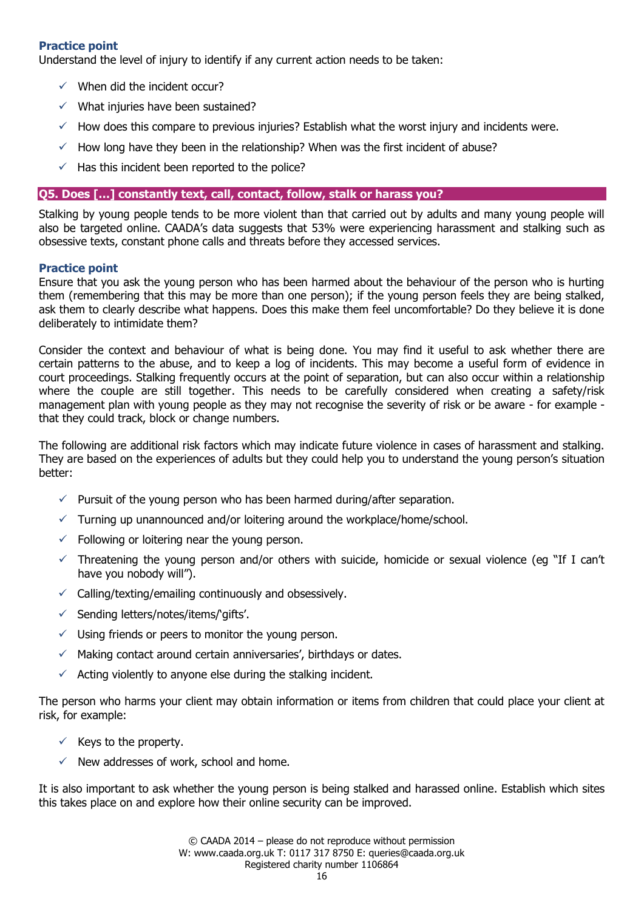### Practice point

Understand the level of injury to identify if any current action needs to be taken:

- When did the incident occur?
- What injuries have been sustained?
- How does this compare to previous injuries? Establish what the worst injury and incidents were.
- How long have they been in the relationship? When was the first incident of abuse?
- Has this incident been reported to the police?

## Q5. Does […] constantly text, call, contact, follow, stalk or harass you?

Stalking by young people tends to be more violent than that carried out by adults and many young people will also be targeted online. CAADA's data suggests that 53% were experiencing harassment and stalking such as obsessive texts, constant phone calls and threats before they accessed services.

### Practice point

Ensure that you ask the young person who has been harmed about the behaviour of the person who is hurting them (remembering that this may be more than one person); if the young person feels they are being stalked, ask them to clearly describe what happens. Does this make them feel uncomfortable? Do they believe it is done deliberately to intimidate them?

Consider the context and behaviour of what is being done. You may find it useful to ask whether there are certain patterns to the abuse, and to keep a log of incidents. This may become a useful form of evidence in court proceedings. Stalking frequently occurs at the point of separation, but can also occur within a relationship where the couple are still together. This needs to be carefully considered when creating a safety/risk management plan with young people as they may not recognise the severity of risk or be aware - for example - that they could track, block or change numbers.

The following are additional risk factors which may indicate future violence in cases of harassment and stalking. They are based on the experiences of adults but they could help you to understand the young person's situation better:

- Pursuit of the young person who has been harmed during/after separation.
- Turning up unannounced and/or loitering around the workplace/home/school.
- Following or loitering near the young person.
- Threatening the young person and/or others with suicide, homicide or sexual violence (eg "If I can't have you nobody will").
- Calling/texting/emailing continuously and obsessively.
- Sending letters/notes/items/'gifts'.
- Using friends or peers to monitor the young person.
- Making contact around certain anniversaries', birthdays or dates.
- Acting violently to anyone else during the stalking incident.

The person who harms your client may obtain information or items from children that could place your client at risk, for example:

- Keys to the property.
- New addresses of work, school and home.

It is also important to ask whether the young person is being stalked and harassed online. Establish which sites this takes place on and explore how their online security can be improved.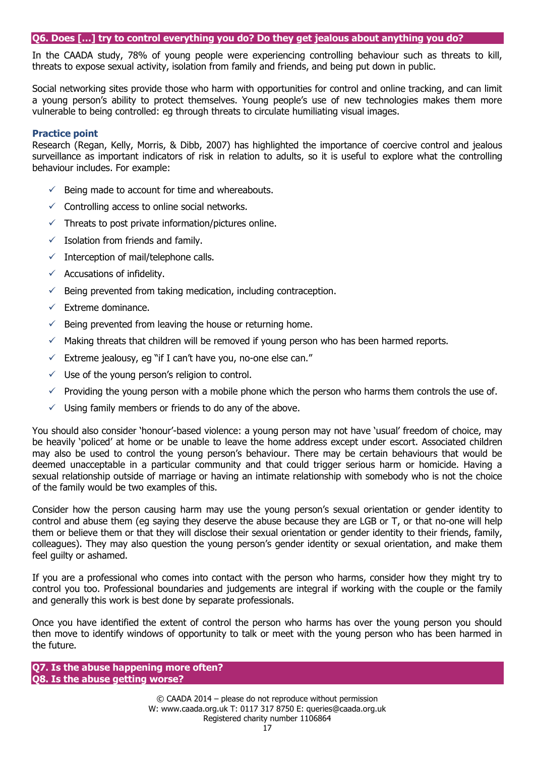## Q6. Does […] try to control everything you do? Do they get jealous about anything you do?

In the CAADA study, 78% of young people were experiencing controlling behaviour such as threats to kill, threats to expose sexual activity, isolation from family and friends, and being put down in public.

Social networking sites provide those who harm with opportunities for control and online tracking, and can limit a young person's ability to protect themselves. Young people's use of new technologies makes them more vulnerable to being controlled: eg through threats to circulate humiliating visual images.

### Practice point

Research (Regan, Kelly, Morris, & Dibb, 2007) has highlighted the importance of coercive control and jealous surveillance as important indicators of risk in relation to adults, so it is useful to explore what the controlling behaviour includes. For example:

- ✓ Being made to account for time and whereabouts.
- ✓ Controlling access to online social networks.
- ✓ Threats to post private information/pictures online.
- ✓ Isolation from friends and family.
- ✓ Interception of mail/telephone calls.
- ✓ Accusations of infidelity.
- ✓ Being prevented from taking medication, including contraception.
- ✓ Extreme dominance.
- ✓ Being prevented from leaving the house or returning home.
- ✓ Making threats that children will be removed if young person who has been harmed reports.
- ✓ Extreme jealousy, eg "if I can't have you, no-one else can."
- ✓ Use of the young person's religion to control.
- ✓ Providing the young person with a mobile phone which the person who harms them controls the use of.
- ✓ Using family members or friends to do any of the above.

You should also consider 'honour'-based violence: a young person may not have 'usual' freedom of choice, may be heavily 'policed' at home or be unable to leave the home address except under escort. Associated children may also be used to control the young person's behaviour. There may be certain behaviours that would be deemed unacceptable in a particular community and that could trigger serious harm or homicide. Having a sexual relationship outside of marriage or having an intimate relationship with somebody who is not the choice of the family would be two examples of this.

Consider how the person causing harm may use the young person's sexual orientation or gender identity to control and abuse them (eg saying they deserve the abuse because they are LGB or T, or that no-one will help them or believe them or that they will disclose their sexual orientation or gender identity to their friends, family, colleagues). They may also question the young person's gender identity or sexual orientation, and make them feel guilty or ashamed.

If you are a professional who comes into contact with the person who harms, consider how they might try to control you too. Professional boundaries and judgements are integral if working with the couple or the family and generally this work is best done by separate professionals.

Once you have identified the extent of control the person who harms has over the young person you should then move to identify windows of opportunity to talk or meet with the young person who has been harmed in the future.

## Q7. Is the abuse happening more often?
## Q8. Is the abuse getting worse?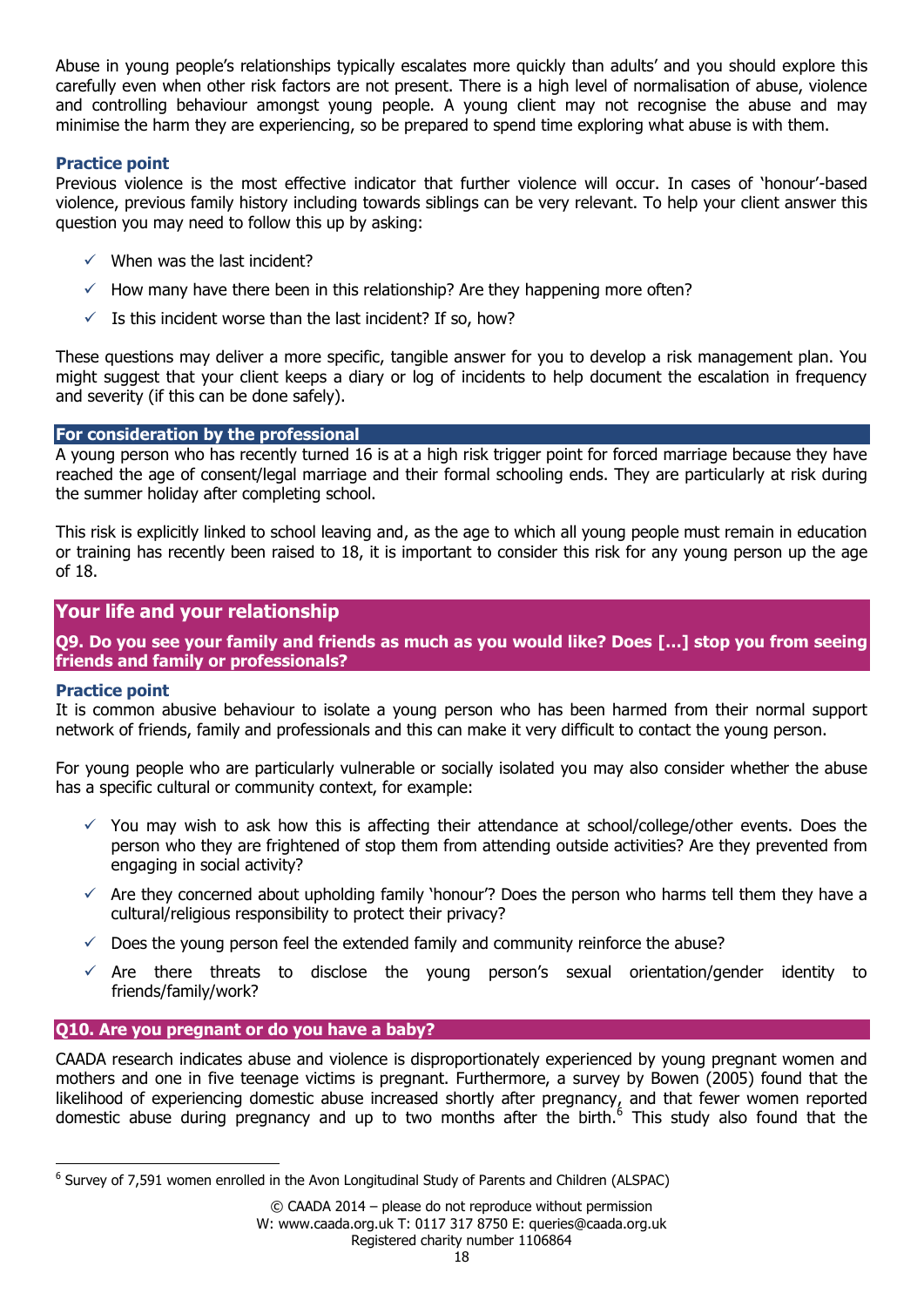Abuse in young people's relationships typically escalates more quickly than adults' and you should explore this carefully even when other risk factors are not present. There is a high level of normalisation of abuse, violence and controlling behaviour amongst young people. A young client may not recognise the abuse and may minimise the harm they are experiencing, so be prepared to spend time exploring what abuse is with them.

### Practice point

Previous violence is the most effective indicator that further violence will occur. In cases of 'honour'-based violence, previous family history including towards siblings can be very relevant. To help your client answer this question you may need to follow this up by asking:

- ✓ When was the last incident?
- ✓ How many have there been in this relationship? Are they happening more often?
- ✓ Is this incident worse than the last incident? If so, how?

These questions may deliver a more specific, tangible answer for you to develop a risk management plan. You might suggest that your client keeps a diary or log of incidents to help document the escalation in frequency and severity (if this can be done safely).

### For consideration by the professional

A young person who has recently turned 16 is at a high risk trigger point for forced marriage because they have reached the age of consent/legal marriage and their formal schooling ends. They are particularly at risk during the summer holiday after completing school.

This risk is explicitly linked to school leaving and, as the age to which all young people must remain in education or training has recently been raised to 18, it is important to consider this risk for any young person up the age of 18.

## Your life and your relationship

### Q9. Do you see your family and friends as much as you would like? Does […] stop you from seeing friends and family or professionals?

### Practice point

It is common abusive behaviour to isolate a young person who has been harmed from their normal support network of friends, family and professionals and this can make it very difficult to contact the young person.

For young people who are particularly vulnerable or socially isolated you may also consider whether the abuse has a specific cultural or community context, for example:

- ✓ You may wish to ask how this is affecting their attendance at school/college/other events. Does the person who they are frightened of stop them from attending outside activities? Are they prevented from engaging in social activity?
- ✓ Are they concerned about upholding family 'honour'? Does the person who harms tell them they have a cultural/religious responsibility to protect their privacy?
- ✓ Does the young person feel the extended family and community reinforce the abuse?
- ✓ Are there threats to disclose the young person's sexual orientation/gender identity to friends/family/work?

### Q10. Are you pregnant or do you have a baby?

CAADA research indicates abuse and violence is disproportionately experienced by young pregnant women and mothers and one in five teenage victims is pregnant. Furthermore, a survey by Bowen (2005) found that the likelihood of experiencing domestic abuse increased shortly after pregnancy, and that fewer women reported domestic abuse during pregnancy and up to two months after the birth.[6] This study also found that the

[6] Survey of 7,591 women enrolled in the Avon Longitudinal Study of Parents and Children (ALSPAC)

© CAADA 2014 – please do not reproduce without permission
W: www.caada.org.uk T: 0117 317 8750 E: queries@caada.org.uk
Registered charity number 1106864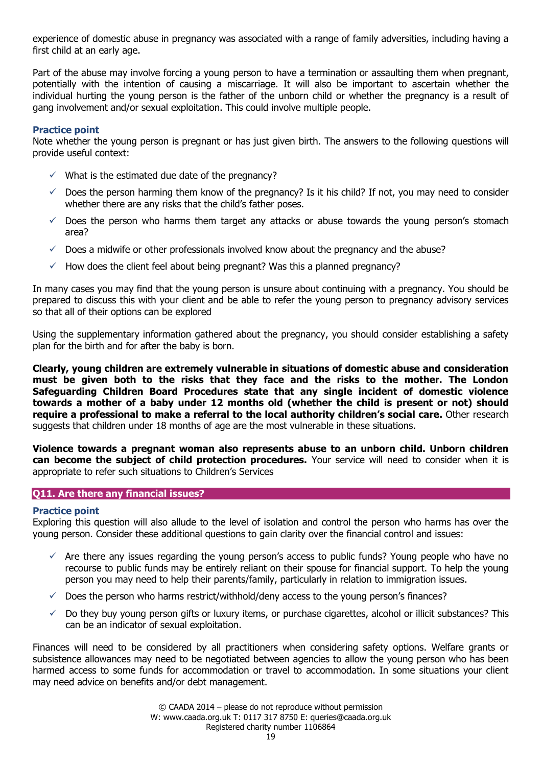experience of domestic abuse in pregnancy was associated with a range of family adversities, including having a first child at an early age.

Part of the abuse may involve forcing a young person to have a termination or assaulting them when pregnant, potentially with the intention of causing a miscarriage. It will also be important to ascertain whether the individual hurting the young person is the father of the unborn child or whether the pregnancy is a result of gang involvement and/or sexual exploitation. This could involve multiple people.

### Practice point

Note whether the young person is pregnant or has just given birth. The answers to the following questions will provide useful context:

- ✓ What is the estimated due date of the pregnancy?
- ✓ Does the person harming them know of the pregnancy? Is it his child? If not, you may need to consider whether there are any risks that the child's father poses.
- ✓ Does the person who harms them target any attacks or abuse towards the young person's stomach area?
- ✓ Does a midwife or other professionals involved know about the pregnancy and the abuse?
- ✓ How does the client feel about being pregnant? Was this a planned pregnancy?

In many cases you may find that the young person is unsure about continuing with a pregnancy. You should be prepared to discuss this with your client and be able to refer the young person to pregnancy advisory services so that all of their options can be explored

Using the supplementary information gathered about the pregnancy, you should consider establishing a safety plan for the birth and for after the baby is born.

**Clearly, young children are extremely vulnerable in situations of domestic abuse and consideration must be given both to the risks that they face and the risks to the mother. The London Safeguarding Children Board Procedures state that any single incident of domestic violence towards a mother of a baby under 12 months old (whether the child is present or not) should require a professional to make a referral to the local authority children's social care.** Other research suggests that children under 18 months of age are the most vulnerable in these situations.

**Violence towards a pregnant woman also represents abuse to an unborn child. Unborn children can become the subject of child protection procedures.** Your service will need to consider when it is appropriate to refer such situations to Children's Services

## Q11. Are there any financial issues?

### Practice point

Exploring this question will also allude to the level of isolation and control the person who harms has over the young person. Consider these additional questions to gain clarity over the financial control and issues:

- ✓ Are there any issues regarding the young person's access to public funds? Young people who have no recourse to public funds may be entirely reliant on their spouse for financial support. To help the young person you may need to help their parents/family, particularly in relation to immigration issues.
- ✓ Does the person who harms restrict/withhold/deny access to the young person's finances?
- ✓ Do they buy young person gifts or luxury items, or purchase cigarettes, alcohol or illicit substances? This can be an indicator of sexual exploitation.

Finances will need to be considered by all practitioners when considering safety options. Welfare grants or subsistence allowances may need to be negotiated between agencies to allow the young person who has been harmed access to some funds for accommodation or travel to accommodation. In some situations your client may need advice on benefits and/or debt management.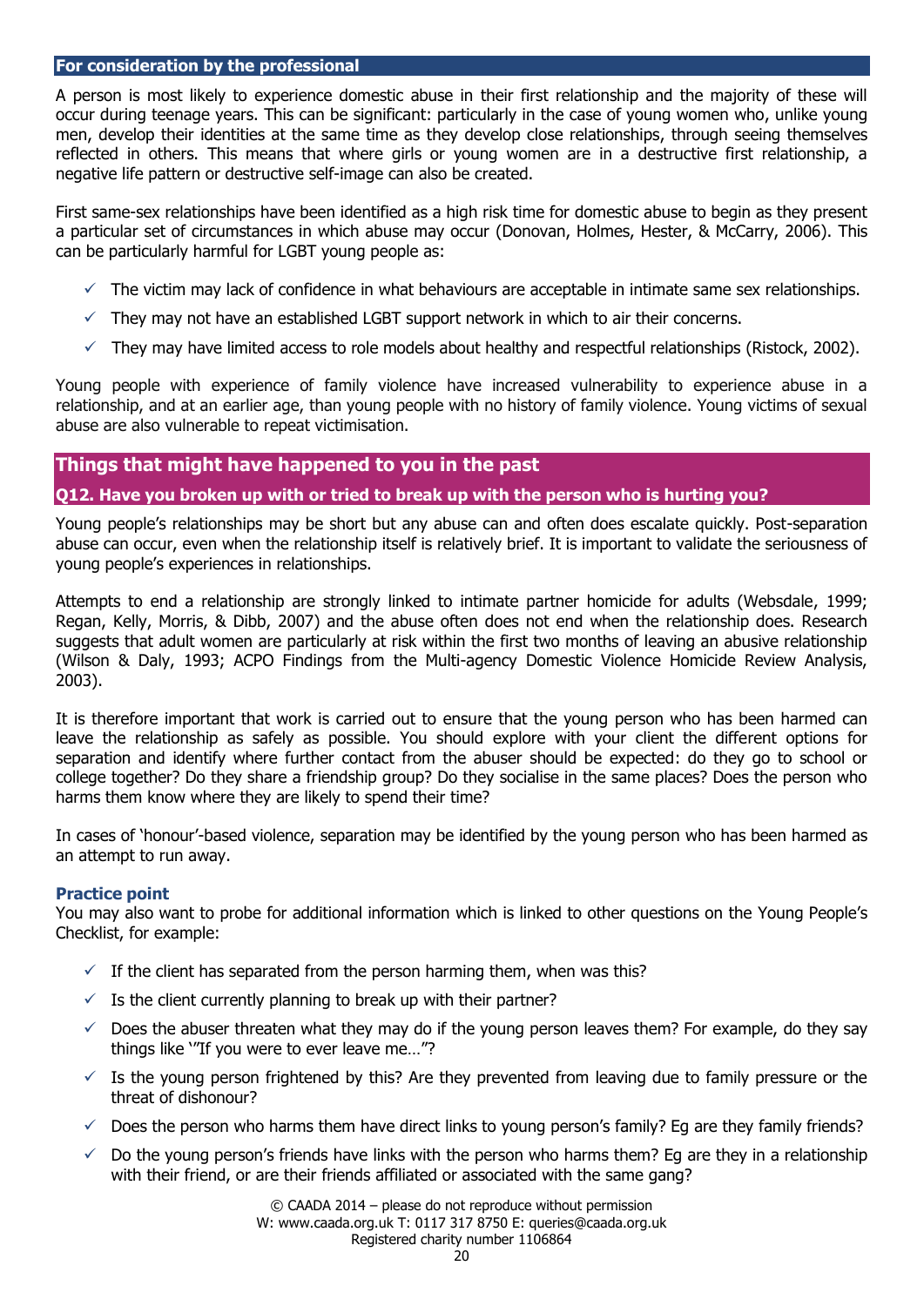## For consideration by the professional

A person is most likely to experience domestic abuse in their first relationship and the majority of these will occur during teenage years. This can be significant: particularly in the case of young women who, unlike young men, develop their identities at the same time as they develop close relationships, through seeing themselves reflected in others. This means that where girls or young women are in a destructive first relationship, a negative life pattern or destructive self-image can also be created.

First same-sex relationships have been identified as a high risk time for domestic abuse to begin as they present a particular set of circumstances in which abuse may occur (Donovan, Holmes, Hester, & McCarry, 2006). This can be particularly harmful for LGBT young people as:

- ✓ The victim may lack of confidence in what behaviours are acceptable in intimate same sex relationships.
- ✓ They may not have an established LGBT support network in which to air their concerns.
- ✓ They may have limited access to role models about healthy and respectful relationships (Ristock, 2002).

Young people with experience of family violence have increased vulnerability to experience abuse in a relationship, and at an earlier age, than young people with no history of family violence. Young victims of sexual abuse are also vulnerable to repeat victimisation.

## Things that might have happened to you in the past

### Q12. Have you broken up with or tried to break up with the person who is hurting you?

Young people's relationships may be short but any abuse can and often does escalate quickly. Post-separation abuse can occur, even when the relationship itself is relatively brief. It is important to validate the seriousness of young people's experiences in relationships.

Attempts to end a relationship are strongly linked to intimate partner homicide for adults (Websdale, 1999; Regan, Kelly, Morris, & Dibb, 2007) and the abuse often does not end when the relationship does. Research suggests that adult women are particularly at risk within the first two months of leaving an abusive relationship (Wilson & Daly, 1993; ACPO Findings from the Multi-agency Domestic Violence Homicide Review Analysis, 2003).

It is therefore important that work is carried out to ensure that the young person who has been harmed can leave the relationship as safely as possible. You should explore with your client the different options for separation and identify where further contact from the abuser should be expected: do they go to school or college together? Do they share a friendship group? Do they socialise in the same places? Does the person who harms them know where they are likely to spend their time?

In cases of 'honour'-based violence, separation may be identified by the young person who has been harmed as an attempt to run away.

### Practice point

You may also want to probe for additional information which is linked to other questions on the Young People's Checklist, for example:

- ✓ If the client has separated from the person harming them, when was this?
- ✓ Is the client currently planning to break up with their partner?
- ✓ Does the abuser threaten what they may do if the young person leaves them? For example, do they say things like '"If you were to ever leave me…"?
- ✓ Is the young person frightened by this? Are they prevented from leaving due to family pressure or the threat of dishonour?
- ✓ Does the person who harms them have direct links to young person's family? Eg are they family friends?
- ✓ Do the young person's friends have links with the person who harms them? Eg are they in a relationship with their friend, or are their friends affiliated or associated with the same gang?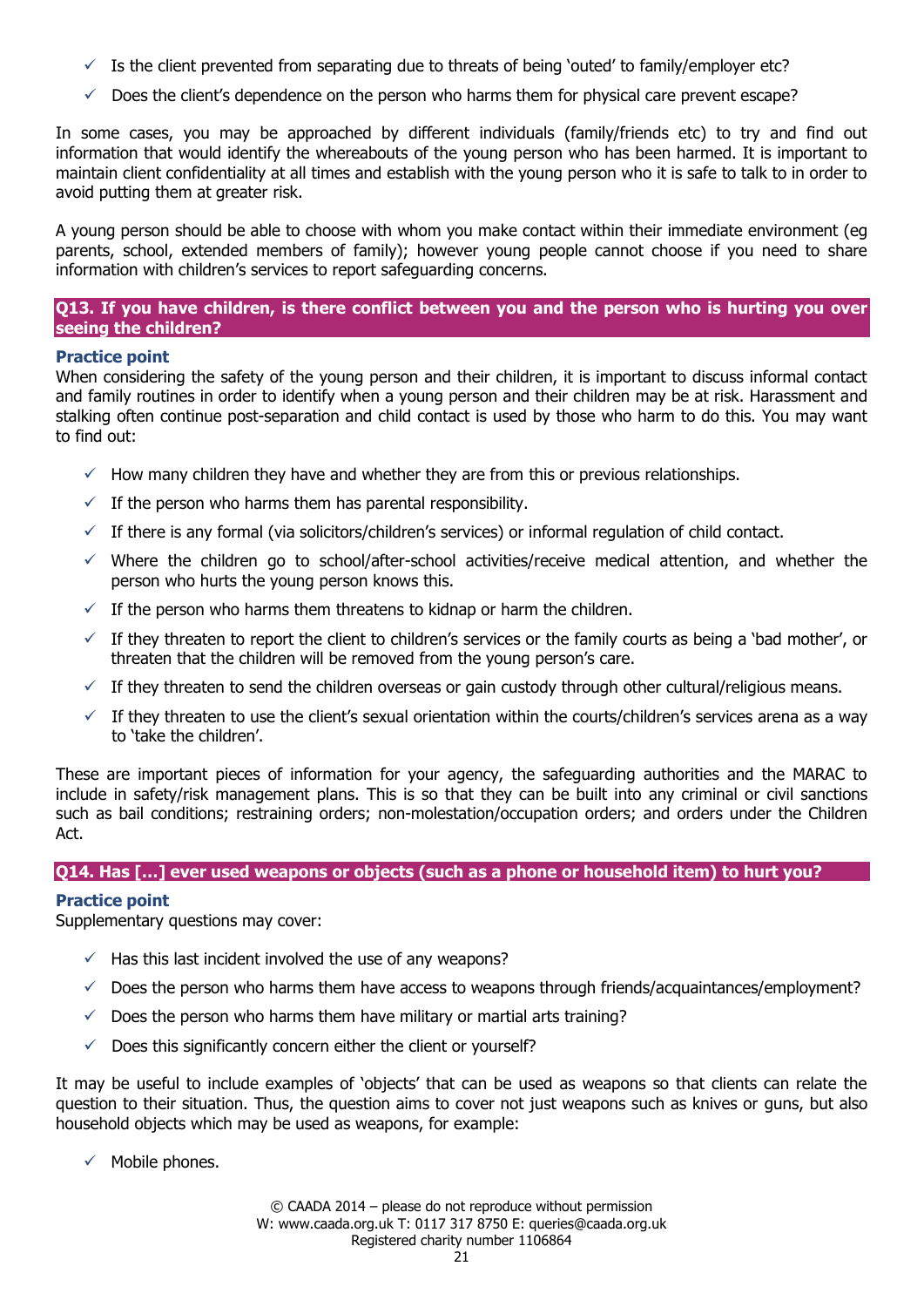- ✓ Is the client prevented from separating due to threats of being 'outed' to family/employer etc?
- ✓ Does the client's dependence on the person who harms them for physical care prevent escape?

In some cases, you may be approached by different individuals (family/friends etc) to try and find out information that would identify the whereabouts of the young person who has been harmed. It is important to maintain client confidentiality at all times and establish with the young person who it is safe to talk to in order to avoid putting them at greater risk.

A young person should be able to choose with whom you make contact within their immediate environment (eg parents, school, extended members of family); however young people cannot choose if you need to share information with children's services to report safeguarding concerns.

### Q13. If you have children, is there conflict between you and the person who is hurting you over seeing the children?

**Practice point**

When considering the safety of the young person and their children, it is important to discuss informal contact and family routines in order to identify when a young person and their children may be at risk. Harassment and stalking often continue post-separation and child contact is used by those who harm to do this. You may want to find out:

- ✓ How many children they have and whether they are from this or previous relationships.
- ✓ If the person who harms them has parental responsibility.
- ✓ If there is any formal (via solicitors/children's services) or informal regulation of child contact.
- ✓ Where the children go to school/after-school activities/receive medical attention, and whether the person who hurts the young person knows this.
- ✓ If the person who harms them threatens to kidnap or harm the children.
- ✓ If they threaten to report the client to children's services or the family courts as being a 'bad mother', or threaten that the children will be removed from the young person's care.
- ✓ If they threaten to send the children overseas or gain custody through other cultural/religious means.
- ✓ If they threaten to use the client's sexual orientation within the courts/children's services arena as a way to 'take the children'.

These are important pieces of information for your agency, the safeguarding authorities and the MARAC to include in safety/risk management plans. This is so that they can be built into any criminal or civil sanctions such as bail conditions; restraining orders; non-molestation/occupation orders; and orders under the Children Act.

### Q14. Has […] ever used weapons or objects (such as a phone or household item) to hurt you?

**Practice point**

Supplementary questions may cover:

- ✓ Has this last incident involved the use of any weapons?
- ✓ Does the person who harms them have access to weapons through friends/acquaintances/employment?
- ✓ Does the person who harms them have military or martial arts training?
- ✓ Does this significantly concern either the client or yourself?

It may be useful to include examples of 'objects' that can be used as weapons so that clients can relate the question to their situation. Thus, the question aims to cover not just weapons such as knives or guns, but also household objects which may be used as weapons, for example:

- ✓ Mobile phones.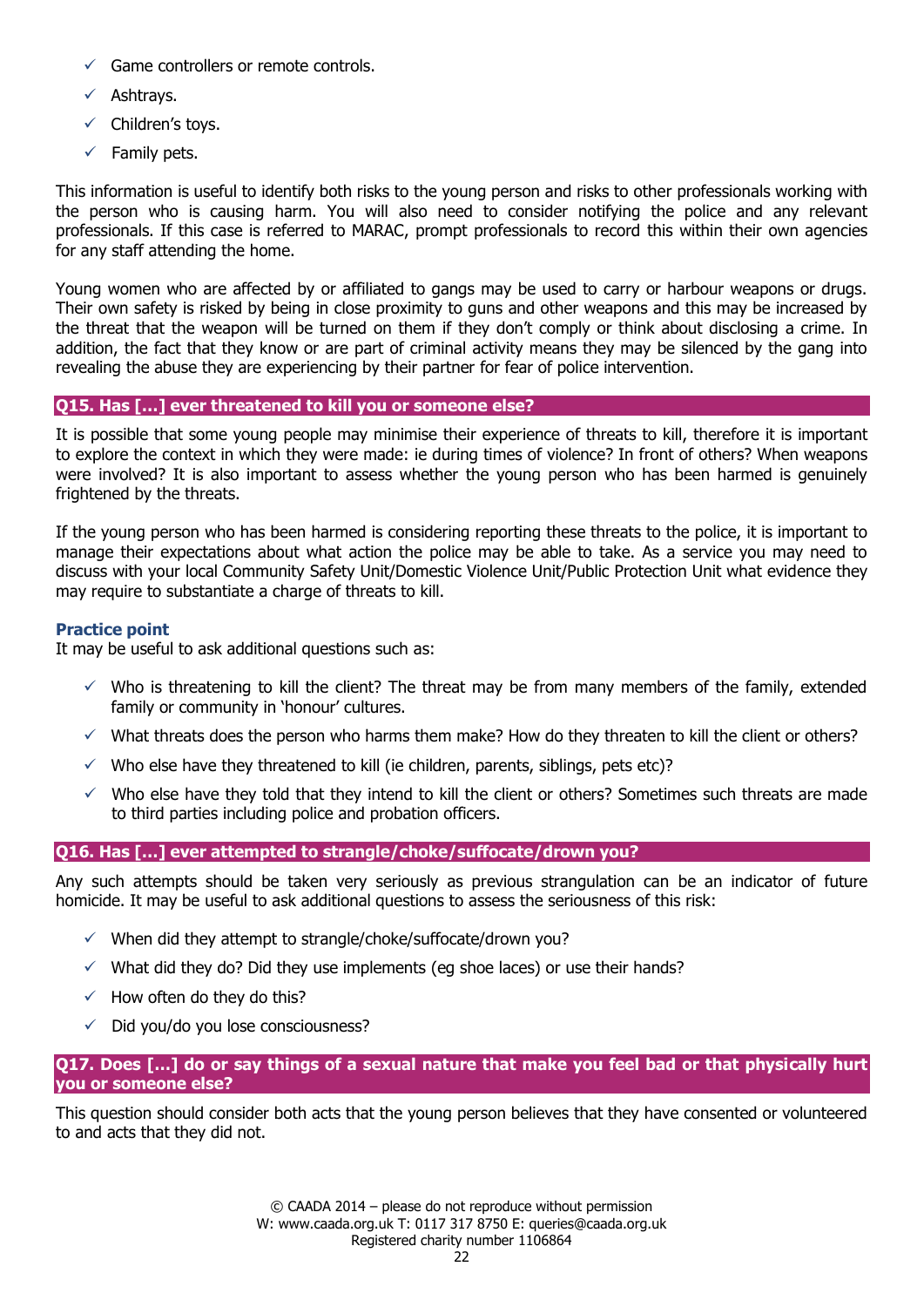- Game controllers or remote controls.
- Ashtrays.
- Children's toys.
- Family pets.

This information is useful to identify both risks to the young person and risks to other professionals working with the person who is causing harm. You will also need to consider notifying the police and any relevant professionals. If this case is referred to MARAC, prompt professionals to record this within their own agencies for any staff attending the home.

Young women who are affected by or affiliated to gangs may be used to carry or harbour weapons or drugs. Their own safety is risked by being in close proximity to guns and other weapons and this may be increased by the threat that the weapon will be turned on them if they don't comply or think about disclosing a crime. In addition, the fact that they know or are part of criminal activity means they may be silenced by the gang into revealing the abuse they are experiencing by their partner for fear of police intervention.

## Q15. Has […] ever threatened to kill you or someone else?

It is possible that some young people may minimise their experience of threats to kill, therefore it is important to explore the context in which they were made: ie during times of violence? In front of others? When weapons were involved? It is also important to assess whether the young person who has been harmed is genuinely frightened by the threats.

If the young person who has been harmed is considering reporting these threats to the police, it is important to manage their expectations about what action the police may be able to take. As a service you may need to discuss with your local Community Safety Unit/Domestic Violence Unit/Public Protection Unit what evidence they may require to substantiate a charge of threats to kill.

### Practice point

It may be useful to ask additional questions such as:

- Who is threatening to kill the client? The threat may be from many members of the family, extended family or community in 'honour' cultures.
- What threats does the person who harms them make? How do they threaten to kill the client or others?
- Who else have they threatened to kill (ie children, parents, siblings, pets etc)?
- Who else have they told that they intend to kill the client or others? Sometimes such threats are made to third parties including police and probation officers.

## Q16. Has […] ever attempted to strangle/choke/suffocate/drown you?

Any such attempts should be taken very seriously as previous strangulation can be an indicator of future homicide. It may be useful to ask additional questions to assess the seriousness of this risk:

- When did they attempt to strangle/choke/suffocate/drown you?
- What did they do? Did they use implements (eg shoe laces) or use their hands?
- How often do they do this?
- Did you/do you lose consciousness?

## Q17. Does […] do or say things of a sexual nature that make you feel bad or that physically hurt you or someone else?

This question should consider both acts that the young person believes that they have consented or volunteered to and acts that they did not.

© CAADA 2014 – please do not reproduce without permission
W: www.caada.org.uk T: 0117 317 8750 E: queries@caada.org.uk
Registered charity number 1106864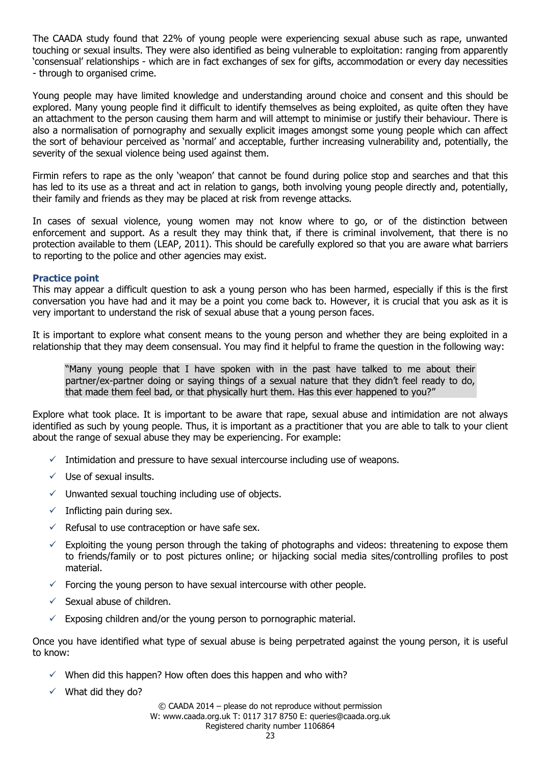The CAADA study found that 22% of young people were experiencing sexual abuse such as rape, unwanted touching or sexual insults. They were also identified as being vulnerable to exploitation: ranging from apparently 'consensual' relationships - which are in fact exchanges of sex for gifts, accommodation or every day necessities - through to organised crime.

Young people may have limited knowledge and understanding around choice and consent and this should be explored. Many young people find it difficult to identify themselves as being exploited, as quite often they have an attachment to the person causing them harm and will attempt to minimise or justify their behaviour. There is also a normalisation of pornography and sexually explicit images amongst some young people which can affect the sort of behaviour perceived as 'normal' and acceptable, further increasing vulnerability and, potentially, the severity of the sexual violence being used against them.

Firmin refers to rape as the only 'weapon' that cannot be found during police stop and searches and that this has led to its use as a threat and act in relation to gangs, both involving young people directly and, potentially, their family and friends as they may be placed at risk from revenge attacks.

In cases of sexual violence, young women may not know where to go, or of the distinction between enforcement and support. As a result they may think that, if there is criminal involvement, that there is no protection available to them (LEAP, 2011). This should be carefully explored so that you are aware what barriers to reporting to the police and other agencies may exist.

### Practice point

This may appear a difficult question to ask a young person who has been harmed, especially if this is the first conversation you have had and it may be a point you come back to. However, it is crucial that you ask as it is very important to understand the risk of sexual abuse that a young person faces.

It is important to explore what consent means to the young person and whether they are being exploited in a relationship that they may deem consensual. You may find it helpful to frame the question in the following way:

> "Many young people that I have spoken with in the past have talked to me about their partner/ex-partner doing or saying things of a sexual nature that they didn't feel ready to do, that made them feel bad, or that physically hurt them. Has this ever happened to you?"

Explore what took place. It is important to be aware that rape, sexual abuse and intimidation are not always identified as such by young people. Thus, it is important as a practitioner that you are able to talk to your client about the range of sexual abuse they may be experiencing. For example:

- ✓ Intimidation and pressure to have sexual intercourse including use of weapons.
- ✓ Use of sexual insults.
- ✓ Unwanted sexual touching including use of objects.
- ✓ Inflicting pain during sex.
- ✓ Refusal to use contraception or have safe sex.
- ✓ Exploiting the young person through the taking of photographs and videos: threatening to expose them to friends/family or to post pictures online; or hijacking social media sites/controlling profiles to post material.
- ✓ Forcing the young person to have sexual intercourse with other people.
- ✓ Sexual abuse of children.
- ✓ Exposing children and/or the young person to pornographic material.

Once you have identified what type of sexual abuse is being perpetrated against the young person, it is useful to know:

- ✓ When did this happen? How often does this happen and who with?
- ✓ What did they do?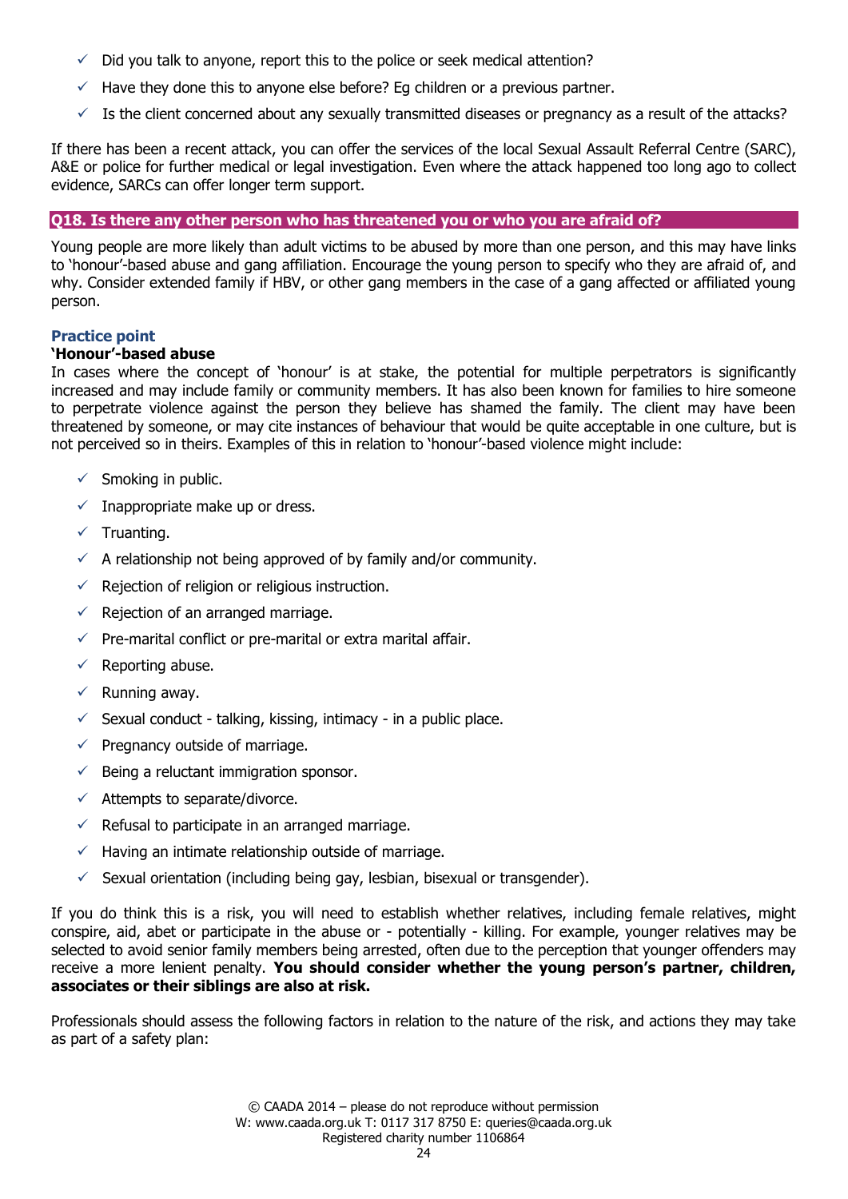- ✓ Did you talk to anyone, report this to the police or seek medical attention?
- ✓ Have they done this to anyone else before? Eg children or a previous partner.
- ✓ Is the client concerned about any sexually transmitted diseases or pregnancy as a result of the attacks?

If there has been a recent attack, you can offer the services of the local Sexual Assault Referral Centre (SARC), A&E or police for further medical or legal investigation. Even where the attack happened too long ago to collect evidence, SARCs can offer longer term support.

## Q18. Is there any other person who has threatened you or who you are afraid of?

Young people are more likely than adult victims to be abused by more than one person, and this may have links to 'honour'-based abuse and gang affiliation. Encourage the young person to specify who they are afraid of, and why. Consider extended family if HBV, or other gang members in the case of a gang affected or affiliated young person.

### Practice point

**'Honour'-based abuse**

In cases where the concept of 'honour' is at stake, the potential for multiple perpetrators is significantly increased and may include family or community members. It has also been known for families to hire someone to perpetrate violence against the person they believe has shamed the family. The client may have been threatened by someone, or may cite instances of behaviour that would be quite acceptable in one culture, but is not perceived so in theirs. Examples of this in relation to 'honour'-based violence might include:

- ✓ Smoking in public.
- ✓ Inappropriate make up or dress.
- ✓ Truanting.
- ✓ A relationship not being approved of by family and/or community.
- ✓ Rejection of religion or religious instruction.
- ✓ Rejection of an arranged marriage.
- ✓ Pre-marital conflict or pre-marital or extra marital affair.
- ✓ Reporting abuse.
- ✓ Running away.
- ✓ Sexual conduct - talking, kissing, intimacy - in a public place.
- ✓ Pregnancy outside of marriage.
- ✓ Being a reluctant immigration sponsor.
- ✓ Attempts to separate/divorce.
- ✓ Refusal to participate in an arranged marriage.
- ✓ Having an intimate relationship outside of marriage.
- ✓ Sexual orientation (including being gay, lesbian, bisexual or transgender).

If you do think this is a risk, you will need to establish whether relatives, including female relatives, might conspire, aid, abet or participate in the abuse or - potentially - killing. For example, younger relatives may be selected to avoid senior family members being arrested, often due to the perception that younger offenders may receive a more lenient penalty. **You should consider whether the young person's partner, children, associates or their siblings are also at risk.**

Professionals should assess the following factors in relation to the nature of the risk, and actions they may take as part of a safety plan: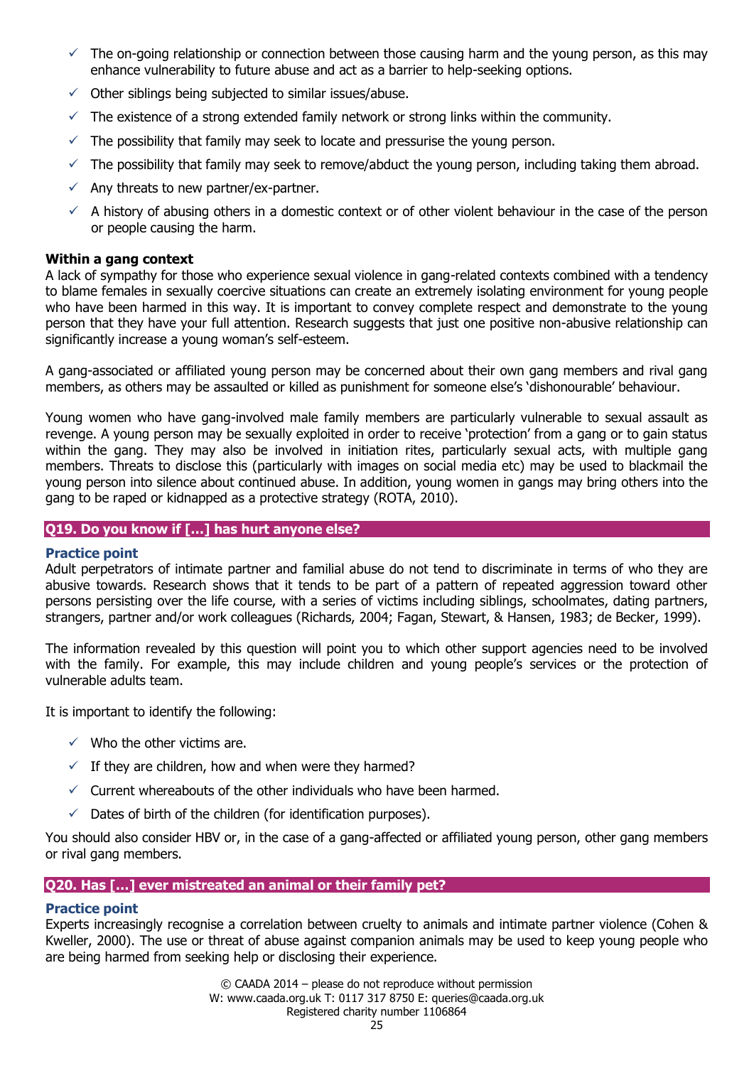- ✓ The on-going relationship or connection between those causing harm and the young person, as this may enhance vulnerability to future abuse and act as a barrier to help-seeking options.
- ✓ Other siblings being subjected to similar issues/abuse.
- ✓ The existence of a strong extended family network or strong links within the community.
- ✓ The possibility that family may seek to locate and pressurise the young person.
- ✓ The possibility that family may seek to remove/abduct the young person, including taking them abroad.
- ✓ Any threats to new partner/ex-partner.
- ✓ A history of abusing others in a domestic context or of other violent behaviour in the case of the person or people causing the harm.

**Within a gang context**

A lack of sympathy for those who experience sexual violence in gang-related contexts combined with a tendency to blame females in sexually coercive situations can create an extremely isolating environment for young people who have been harmed in this way. It is important to convey complete respect and demonstrate to the young person that they have your full attention. Research suggests that just one positive non-abusive relationship can significantly increase a young woman's self-esteem.

A gang-associated or affiliated young person may be concerned about their own gang members and rival gang members, as others may be assaulted or killed as punishment for someone else's 'dishonourable' behaviour.

Young women who have gang-involved male family members are particularly vulnerable to sexual assault as revenge. A young person may be sexually exploited in order to receive 'protection' from a gang or to gain status within the gang. They may also be involved in initiation rites, particularly sexual acts, with multiple gang members. Threats to disclose this (particularly with images on social media etc) may be used to blackmail the young person into silence about continued abuse. In addition, young women in gangs may bring others into the gang to be raped or kidnapped as a protective strategy (ROTA, 2010).

## Q19. Do you know if […] has hurt anyone else?

### Practice point

Adult perpetrators of intimate partner and familial abuse do not tend to discriminate in terms of who they are abusive towards. Research shows that it tends to be part of a pattern of repeated aggression toward other persons persisting over the life course, with a series of victims including siblings, schoolmates, dating partners, strangers, partner and/or work colleagues (Richards, 2004; Fagan, Stewart, & Hansen, 1983; de Becker, 1999).

The information revealed by this question will point you to which other support agencies need to be involved with the family. For example, this may include children and young people's services or the protection of vulnerable adults team.

It is important to identify the following:

- ✓ Who the other victims are.
- ✓ If they are children, how and when were they harmed?
- ✓ Current whereabouts of the other individuals who have been harmed.
- ✓ Dates of birth of the children (for identification purposes).

You should also consider HBV or, in the case of a gang-affected or affiliated young person, other gang members or rival gang members.

## Q20. Has […] ever mistreated an animal or their family pet?

### Practice point

Experts increasingly recognise a correlation between cruelty to animals and intimate partner violence (Cohen & Kweller, 2000). The use or threat of abuse against companion animals may be used to keep young people who are being harmed from seeking help or disclosing their experience.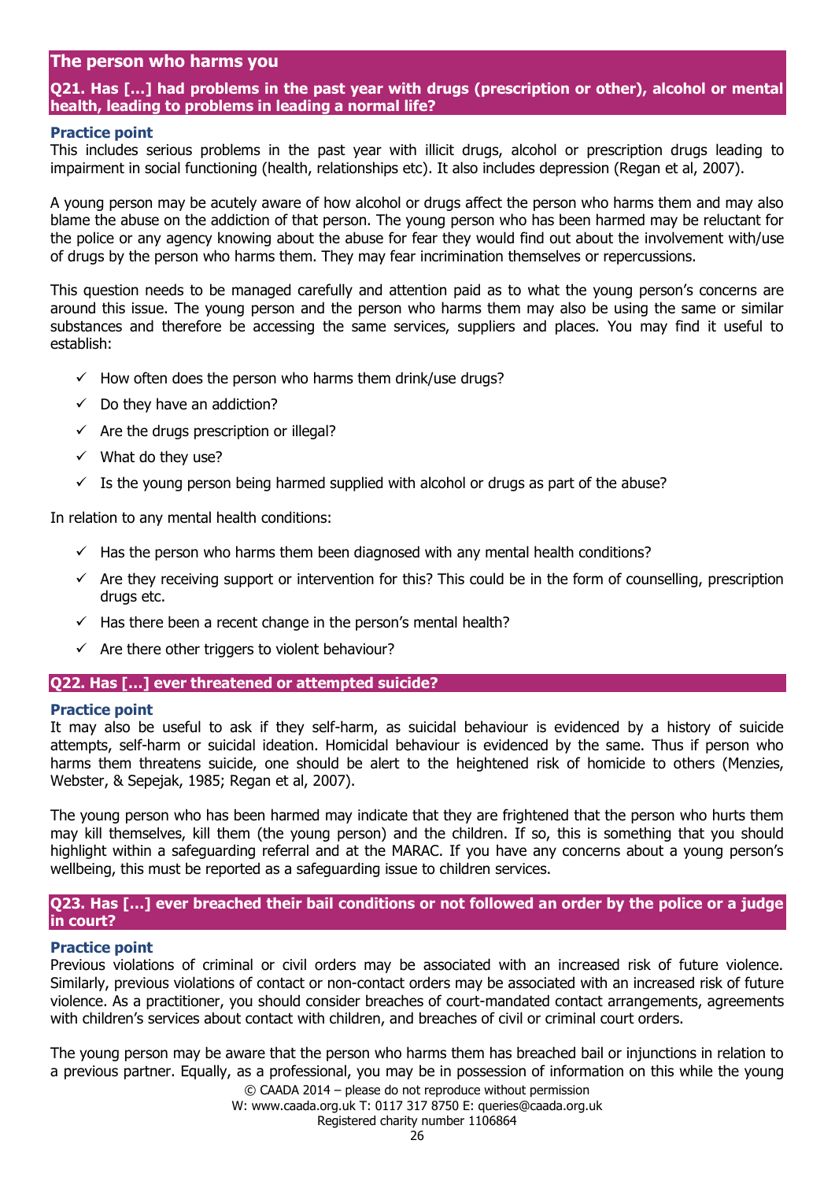## The person who harms you

### Q21. Has […] had problems in the past year with drugs (prescription or other), alcohol or mental health, leading to problems in leading a normal life?

**Practice point**

This includes serious problems in the past year with illicit drugs, alcohol or prescription drugs leading to impairment in social functioning (health, relationships etc). It also includes depression (Regan et al, 2007).

A young person may be acutely aware of how alcohol or drugs affect the person who harms them and may also blame the abuse on the addiction of that person. The young person who has been harmed may be reluctant for the police or any agency knowing about the abuse for fear they would find out about the involvement with/use of drugs by the person who harms them. They may fear incrimination themselves or repercussions.

This question needs to be managed carefully and attention paid as to what the young person's concerns are around this issue. The young person and the person who harms them may also be using the same or similar substances and therefore be accessing the same services, suppliers and places. You may find it useful to establish:

- ✓ How often does the person who harms them drink/use drugs?
- ✓ Do they have an addiction?
- ✓ Are the drugs prescription or illegal?
- ✓ What do they use?
- ✓ Is the young person being harmed supplied with alcohol or drugs as part of the abuse?

In relation to any mental health conditions:

- ✓ Has the person who harms them been diagnosed with any mental health conditions?
- ✓ Are they receiving support or intervention for this? This could be in the form of counselling, prescription drugs etc.
- ✓ Has there been a recent change in the person's mental health?
- ✓ Are there other triggers to violent behaviour?

### Q22. Has […] ever threatened or attempted suicide?

**Practice point**

It may also be useful to ask if they self-harm, as suicidal behaviour is evidenced by a history of suicide attempts, self-harm or suicidal ideation. Homicidal behaviour is evidenced by the same. Thus if person who harms them threatens suicide, one should be alert to the heightened risk of homicide to others (Menzies, Webster, & Sepejak, 1985; Regan et al, 2007).

The young person who has been harmed may indicate that they are frightened that the person who hurts them may kill themselves, kill them (the young person) and the children. If so, this is something that you should highlight within a safeguarding referral and at the MARAC. If you have any concerns about a young person's wellbeing, this must be reported as a safeguarding issue to children services.

### Q23. Has […] ever breached their bail conditions or not followed an order by the police or a judge in court?

**Practice point**

Previous violations of criminal or civil orders may be associated with an increased risk of future violence. Similarly, previous violations of contact or non-contact orders may be associated with an increased risk of future violence. As a practitioner, you should consider breaches of court-mandated contact arrangements, agreements with children's services about contact with children, and breaches of civil or criminal court orders.

The young person may be aware that the person who harms them has breached bail or injunctions in relation to a previous partner. Equally, as a professional, you may be in possession of information on this while the young

© CAADA 2014 – please do not reproduce without permission
W: www.caada.org.uk T: 0117 317 8750 E: queries@caada.org.uk
Registered charity number 1106864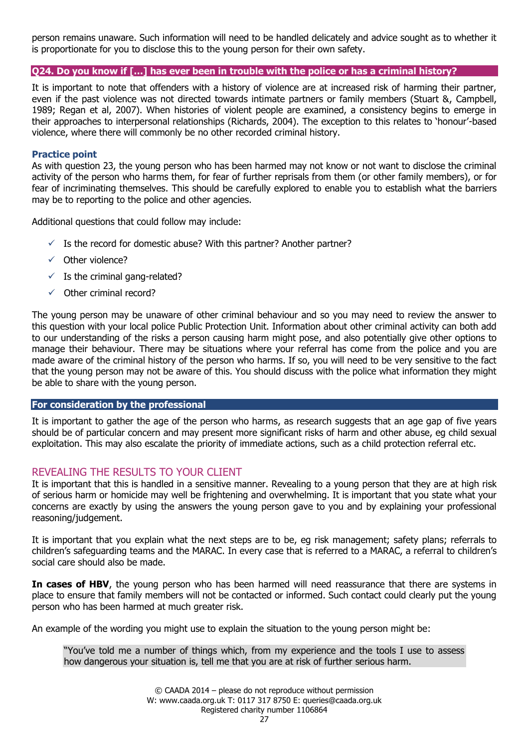person remains unaware. Such information will need to be handled delicately and advice sought as to whether it is proportionate for you to disclose this to the young person for their own safety.

## Q24. Do you know if […] has ever been in trouble with the police or has a criminal history?

It is important to note that offenders with a history of violence are at increased risk of harming their partner, even if the past violence was not directed towards intimate partners or family members (Stuart &, Campbell, 1989; Regan et al, 2007). When histories of violent people are examined, a consistency begins to emerge in their approaches to interpersonal relationships (Richards, 2004). The exception to this relates to 'honour'-based violence, where there will commonly be no other recorded criminal history.

### Practice point

As with question 23, the young person who has been harmed may not know or not want to disclose the criminal activity of the person who harms them, for fear of further reprisals from them (or other family members), or for fear of incriminating themselves. This should be carefully explored to enable you to establish what the barriers may be to reporting to the police and other agencies.

Additional questions that could follow may include:

- ✓ Is the record for domestic abuse? With this partner? Another partner?
- ✓ Other violence?
- ✓ Is the criminal gang-related?
- ✓ Other criminal record?

The young person may be unaware of other criminal behaviour and so you may need to review the answer to this question with your local police Public Protection Unit. Information about other criminal activity can both add to our understanding of the risks a person causing harm might pose, and also potentially give other options to manage their behaviour. There may be situations where your referral has come from the police and you are made aware of the criminal history of the person who harms. If so, you will need to be very sensitive to the fact that the young person may not be aware of this. You should discuss with the police what information they might be able to share with the young person.

## For consideration by the professional

It is important to gather the age of the person who harms, as research suggests that an age gap of five years should be of particular concern and may present more significant risks of harm and other abuse, eg child sexual exploitation. This may also escalate the priority of immediate actions, such as a child protection referral etc.

## REVEALING THE RESULTS TO YOUR CLIENT

It is important that this is handled in a sensitive manner. Revealing to a young person that they are at high risk of serious harm or homicide may well be frightening and overwhelming. It is important that you state what your concerns are exactly by using the answers the young person gave to you and by explaining your professional reasoning/judgement.

It is important that you explain what the next steps are to be, eg risk management; safety plans; referrals to children's safeguarding teams and the MARAC. In every case that is referred to a MARAC, a referral to children's social care should also be made.

**In cases of HBV**, the young person who has been harmed will need reassurance that there are systems in place to ensure that family members will not be contacted or informed. Such contact could clearly put the young person who has been harmed at much greater risk.

An example of the wording you might use to explain the situation to the young person might be:

> "You've told me a number of things which, from my experience and the tools I use to assess how dangerous your situation is, tell me that you are at risk of further serious harm.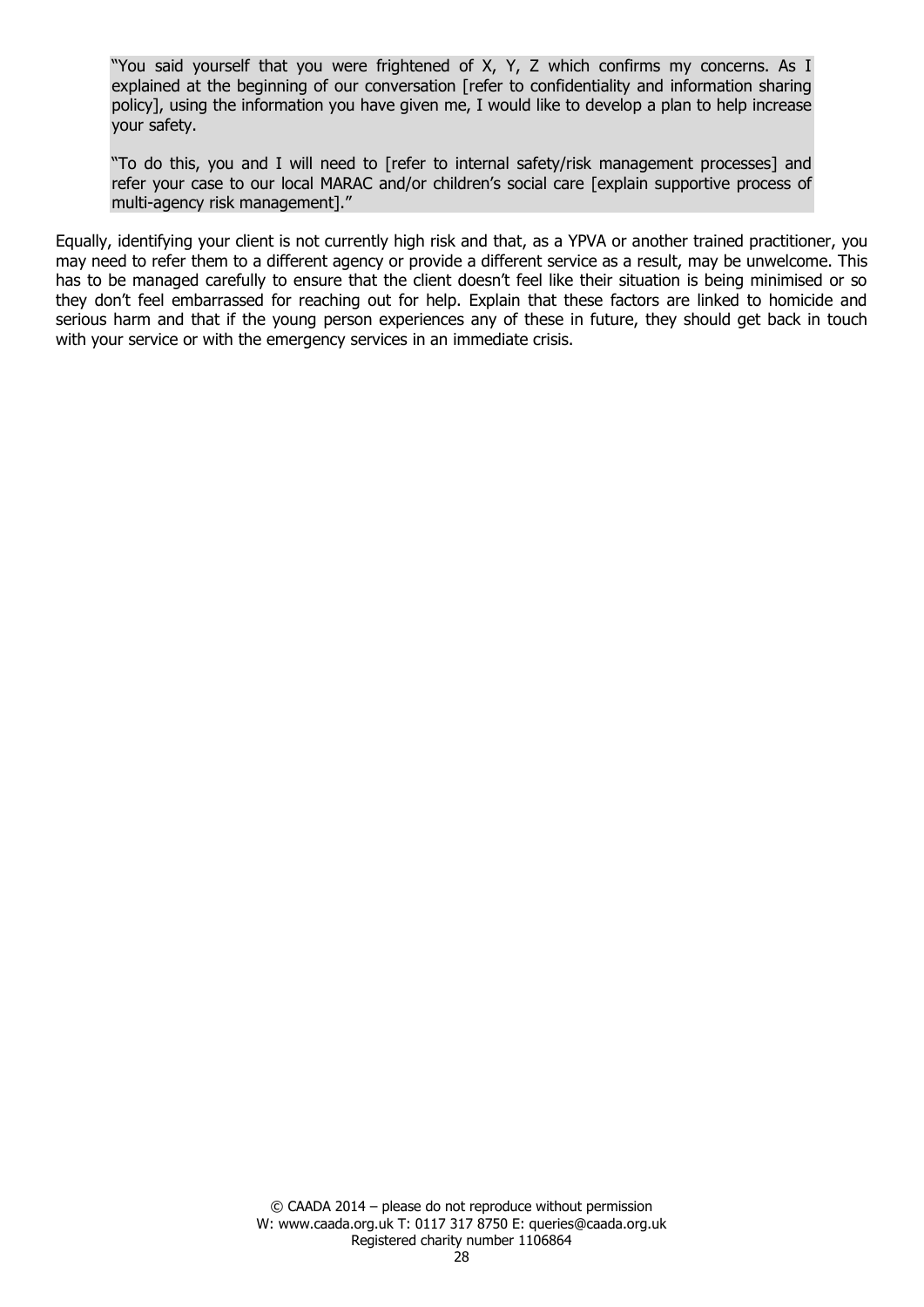> "You said yourself that you were frightened of X, Y, Z which confirms my concerns. As I explained at the beginning of our conversation [refer to confidentiality and information sharing policy], using the information you have given me, I would like to develop a plan to help increase your safety.
>
> "To do this, you and I will need to [refer to internal safety/risk management processes] and refer your case to our local MARAC and/or children's social care [explain supportive process of multi-agency risk management]."

Equally, identifying your client is not currently high risk and that, as a YPVA or another trained practitioner, you may need to refer them to a different agency or provide a different service as a result, may be unwelcome. This has to be managed carefully to ensure that the client doesn't feel like their situation is being minimised or so they don't feel embarrassed for reaching out for help. Explain that these factors are linked to homicide and serious harm and that if the young person experiences any of these in future, they should get back in touch with your service or with the emergency services in an immediate crisis.